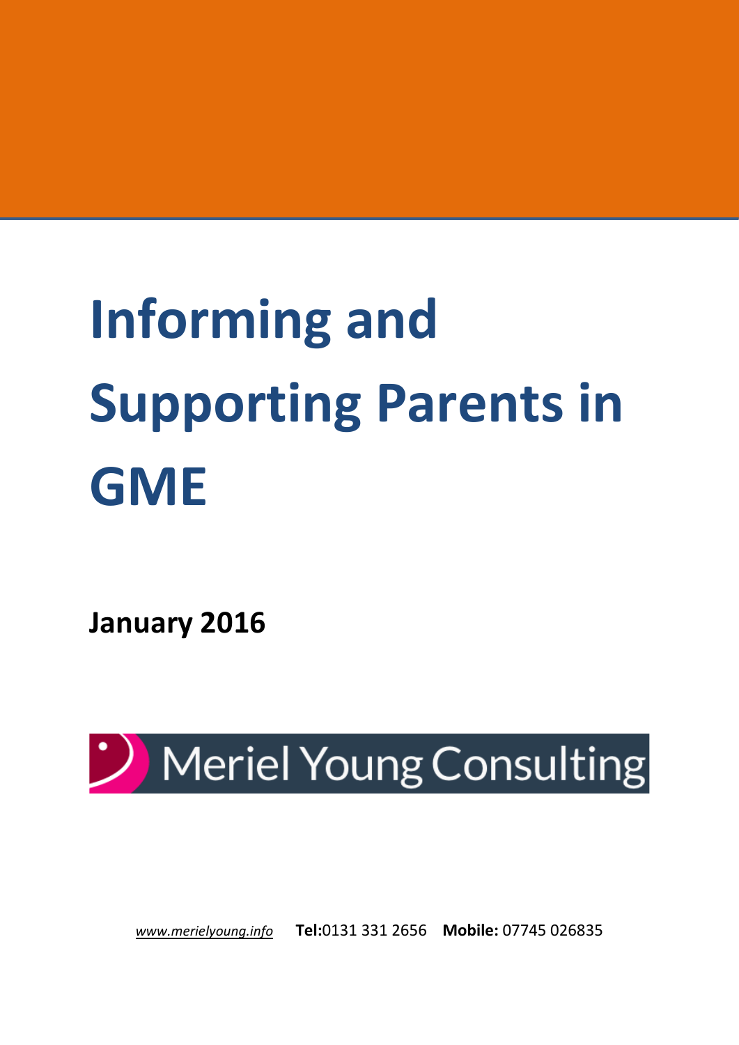# Informing and Supporting Parents in GME

**January 2016**

Meriel Young Consulting

*www.merielyoung.info* **Tel:**0131 331 2656 **Mobile:** 07745 026835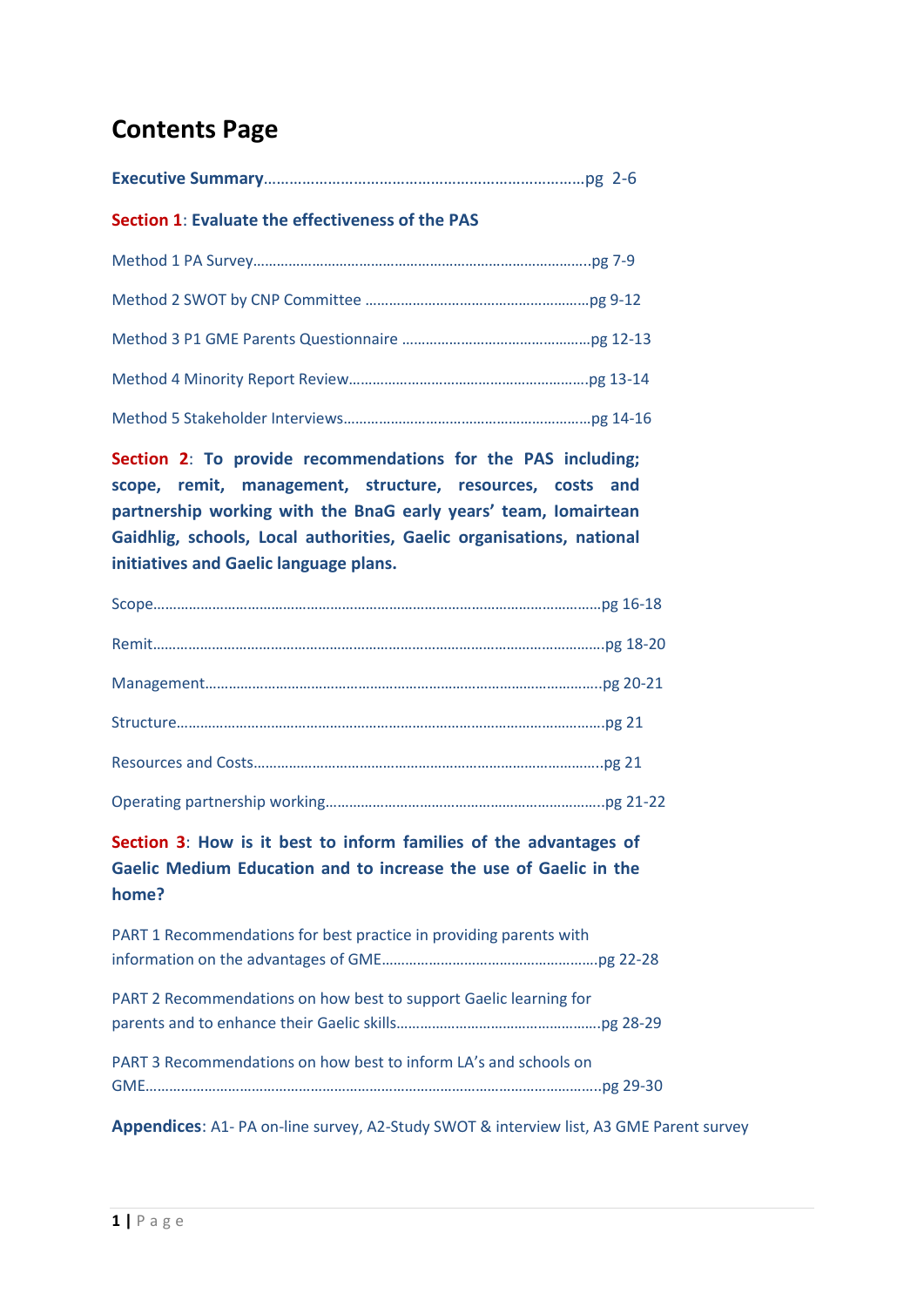# Contents Page

**Executive Summary**…………………………………………………………………pg 2-6

**Section 1: Evaluate the effectiveness of the PAS**

Method 1 PA Survey…………………………………………………………………………..pg 7-9

Method 2 SWOT by CNP Committee ……………………………………………….pg 9-12

Method 3 P1 GME Parents Questionnaire ………………………………………pg 12-13

Method 4 Minority Report Review…………………………………………………..pg 13-14

Method 5 Stakeholder Interviews……………………………………………………pg 14-16

**Section 2: To provide recommendations for the PAS including; scope, remit, management, structure, resources, costs and partnership working with the BnaG early years' team, Iomairtean Gaidhlig, schools, Local authorities, Gaelic organisations, national initiatives and Gaelic language plans.**

Scope…………………………………………………………………………………………………pg 16-18

Remit…………………………………………………………………………………………………pg 18-20

Management……………………………………………………………………………………..pg 20-21

Structure……………………………………………………………………………………………pg 21

Resources and Costs……………………………………………………………………………..pg 21

Operating partnership working…………………………………………………………..pg 21-22

**Section 3: How is it best to inform families of the advantages of Gaelic Medium Education and to increase the use of Gaelic in the home?**

PART 1 Recommendations for best practice in providing parents with information on the advantages of GME……………………………………………….pg 22-28

PART 2 Recommendations on how best to support Gaelic learning for parents and to enhance their Gaelic skills…………………………………………….pg 28-29

PART 3 Recommendations on how best to inform LA's and schools on GME…………………………………………………………………………………………………..pg 29-30

**Appendices**: A1- PA on-line survey, A2-Study SWOT & interview list, A3 GME Parent survey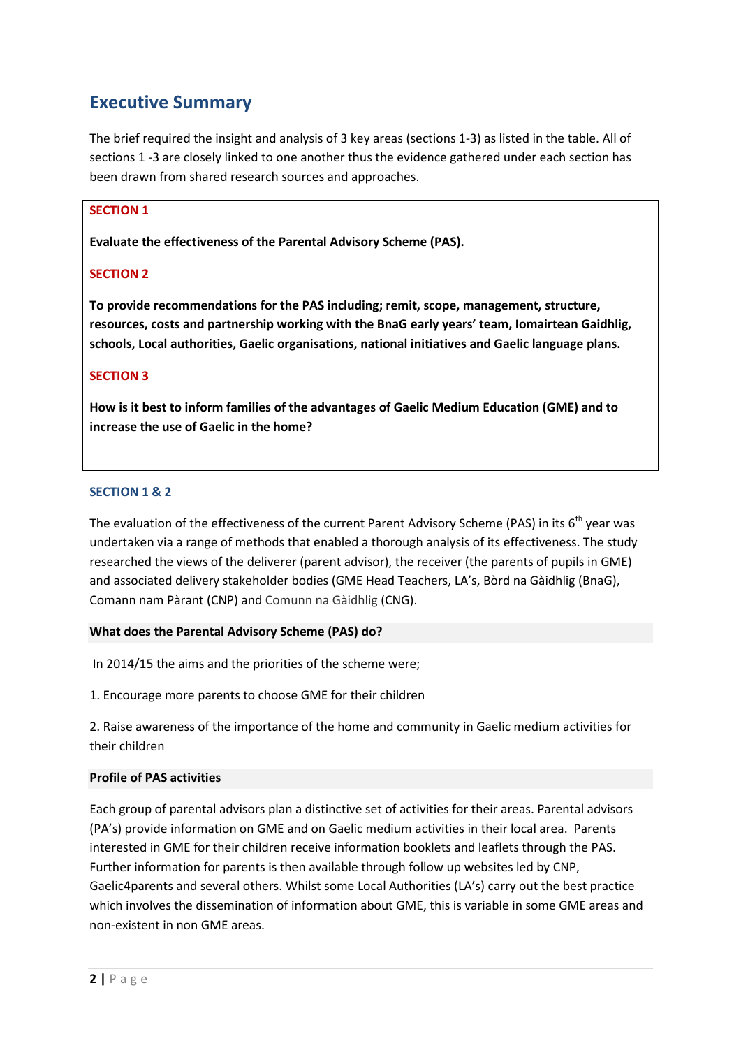## Executive Summary

The brief required the insight and analysis of 3 key areas (sections 1-3) as listed in the table. All of sections 1 -3 are closely linked to one another thus the evidence gathered under each section has been drawn from shared research sources and approaches.

**SECTION 1**

**Evaluate the effectiveness of the Parental Advisory Scheme (PAS).**

**SECTION 2**

**To provide recommendations for the PAS including; remit, scope, management, structure, resources, costs and partnership working with the BnaG early years' team, Iomairtean Gaidhlig, schools, Local authorities, Gaelic organisations, national initiatives and Gaelic language plans.**

**SECTION 3**

**How is it best to inform families of the advantages of Gaelic Medium Education (GME) and to increase the use of Gaelic in the home?**

### SECTION 1 & 2

The evaluation of the effectiveness of the current Parent Advisory Scheme (PAS) in its 6th year was undertaken via a range of methods that enabled a thorough analysis of its effectiveness. The study researched the views of the deliverer (parent advisor), the receiver (the parents of pupils in GME) and associated delivery stakeholder bodies (GME Head Teachers, LA's, Bòrd na Gàidhlig (BnaG), Comann nam Pàrant (CNP) and Comunn na Gàidhlig (CNG).

#### What does the Parental Advisory Scheme (PAS) do?

In 2014/15 the aims and the priorities of the scheme were;

1. Encourage more parents to choose GME for their children

2. Raise awareness of the importance of the home and community in Gaelic medium activities for their children

#### Profile of PAS activities

Each group of parental advisors plan a distinctive set of activities for their areas. Parental advisors (PA's) provide information on GME and on Gaelic medium activities in their local area. Parents interested in GME for their children receive information booklets and leaflets through the PAS. Further information for parents is then available through follow up websites led by CNP, Gaelic4parents and several others. Whilst some Local Authorities (LA's) carry out the best practice which involves the dissemination of information about GME, this is variable in some GME areas and non-existent in non GME areas.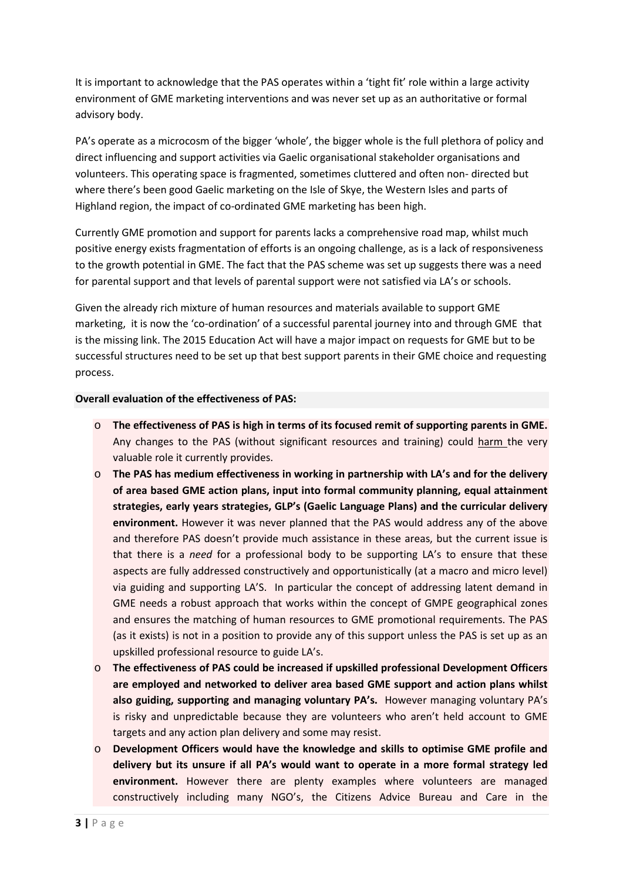It is important to acknowledge that the PAS operates within a 'tight fit' role within a large activity environment of GME marketing interventions and was never set up as an authoritative or formal advisory body.

PA's operate as a microcosm of the bigger 'whole', the bigger whole is the full plethora of policy and direct influencing and support activities via Gaelic organisational stakeholder organisations and volunteers. This operating space is fragmented, sometimes cluttered and often non- directed but where there's been good Gaelic marketing on the Isle of Skye, the Western Isles and parts of Highland region, the impact of co-ordinated GME marketing has been high.

Currently GME promotion and support for parents lacks a comprehensive road map, whilst much positive energy exists fragmentation of efforts is an ongoing challenge, as is a lack of responsiveness to the growth potential in GME. The fact that the PAS scheme was set up suggests there was a need for parental support and that levels of parental support were not satisfied via LA's or schools.

Given the already rich mixture of human resources and materials available to support GME marketing, it is now the 'co-ordination' of a successful parental journey into and through GME that is the missing link. The 2015 Education Act will have a major impact on requests for GME but to be successful structures need to be set up that best support parents in their GME choice and requesting process.

**Overall evaluation of the effectiveness of PAS:**

- **The effectiveness of PAS is high in terms of its focused remit of supporting parents in GME.** Any changes to the PAS (without significant resources and training) could harm the very valuable role it currently provides.
- **The PAS has medium effectiveness in working in partnership with LA's and for the delivery of area based GME action plans, input into formal community planning, equal attainment strategies, early years strategies, GLP's (Gaelic Language Plans) and the curricular delivery environment.** However it was never planned that the PAS would address any of the above and therefore PAS doesn't provide much assistance in these areas, but the current issue is that there is a *need* for a professional body to be supporting LA's to ensure that these aspects are fully addressed constructively and opportunistically (at a macro and micro level) via guiding and supporting LA'S. In particular the concept of addressing latent demand in GME needs a robust approach that works within the concept of GMPE geographical zones and ensures the matching of human resources to GME promotional requirements. The PAS (as it exists) is not in a position to provide any of this support unless the PAS is set up as an upskilled professional resource to guide LA's.
- **The effectiveness of PAS could be increased if upskilled professional Development Officers are employed and networked to deliver area based GME support and action plans whilst also guiding, supporting and managing voluntary PA's.** However managing voluntary PA's is risky and unpredictable because they are volunteers who aren't held account to GME targets and any action plan delivery and some may resist.
- **Development Officers would have the knowledge and skills to optimise GME profile and delivery but its unsure if all PA's would want to operate in a more formal strategy led environment.** However there are plenty examples where volunteers are managed constructively including many NGO's, the Citizens Advice Bureau and Care in the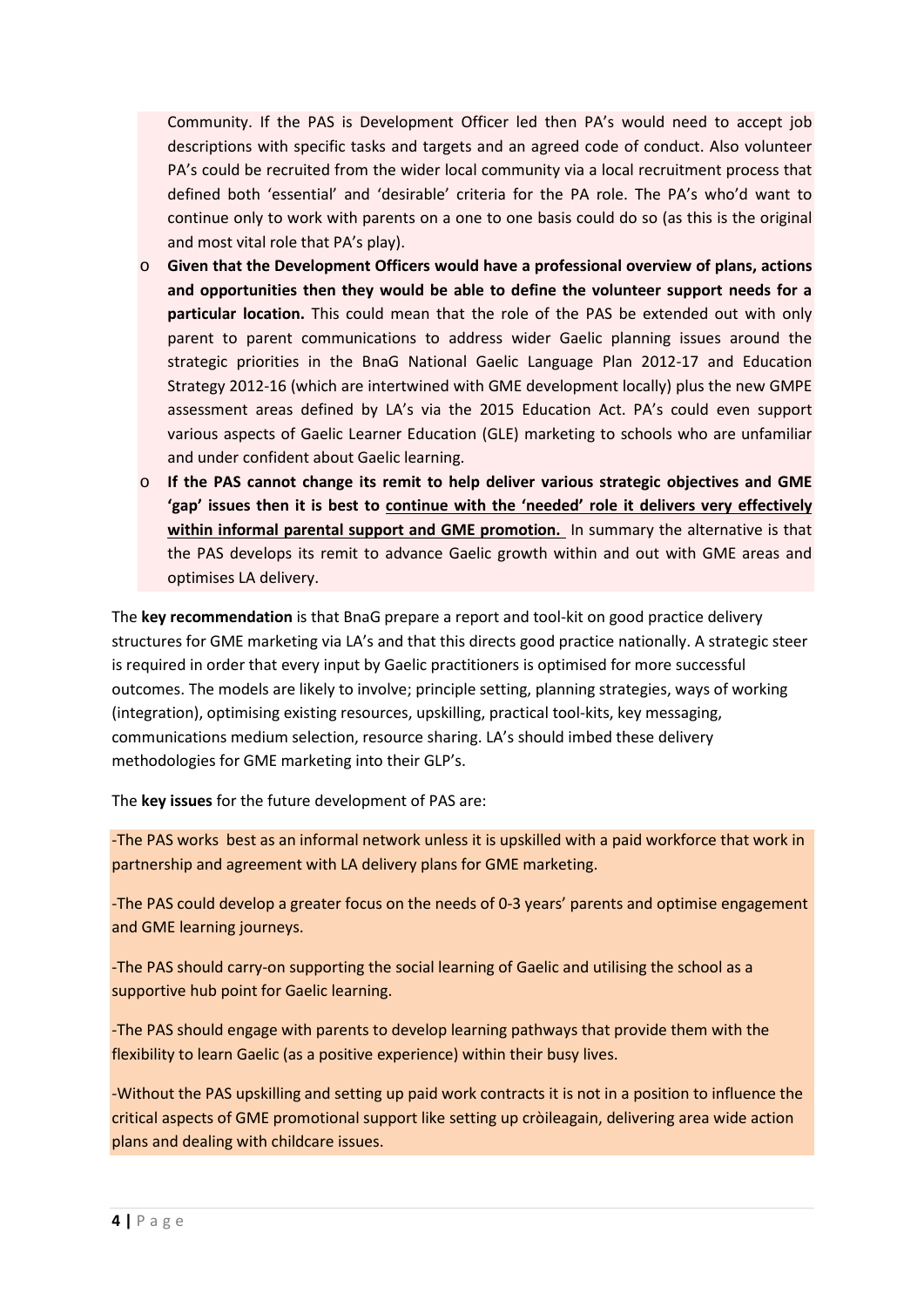Community. If the PAS is Development Officer led then PA's would need to accept job descriptions with specific tasks and targets and an agreed code of conduct. Also volunteer PA's could be recruited from the wider local community via a local recruitment process that defined both 'essential' and 'desirable' criteria for the PA role. The PA's who'd want to continue only to work with parents on a one to one basis could do so (as this is the original and most vital role that PA's play).

- **Given that the Development Officers would have a professional overview of plans, actions and opportunities then they would be able to define the volunteer support needs for a particular location.** This could mean that the role of the PAS be extended out with only parent to parent communications to address wider Gaelic planning issues around the strategic priorities in the BnaG National Gaelic Language Plan 2012-17 and Education Strategy 2012-16 (which are intertwined with GME development locally) plus the new GMPE assessment areas defined by LA's via the 2015 Education Act. PA's could even support various aspects of Gaelic Learner Education (GLE) marketing to schools who are unfamiliar and under confident about Gaelic learning.
- **If the PAS cannot change its remit to help deliver various strategic objectives and GME 'gap' issues then it is best to <u>continue with the 'needed' role it delivers very effectively within informal parental support and GME promotion.</u>** In summary the alternative is that the PAS develops its remit to advance Gaelic growth within and out with GME areas and optimises LA delivery.

The **key recommendation** is that BnaG prepare a report and tool-kit on good practice delivery structures for GME marketing via LA's and that this directs good practice nationally. A strategic steer is required in order that every input by Gaelic practitioners is optimised for more successful outcomes. The models are likely to involve; principle setting, planning strategies, ways of working (integration), optimising existing resources, upskilling, practical tool-kits, key messaging, communications medium selection, resource sharing. LA's should imbed these delivery methodologies for GME marketing into their GLP's.

The **key issues** for the future development of PAS are:

-The PAS works best as an informal network unless it is upskilled with a paid workforce that work in partnership and agreement with LA delivery plans for GME marketing.

-The PAS could develop a greater focus on the needs of 0-3 years' parents and optimise engagement and GME learning journeys.

-The PAS should carry-on supporting the social learning of Gaelic and utilising the school as a supportive hub point for Gaelic learning.

-The PAS should engage with parents to develop learning pathways that provide them with the flexibility to learn Gaelic (as a positive experience) within their busy lives.

-Without the PAS upskilling and setting up paid work contracts it is not in a position to influence the critical aspects of GME promotional support like setting up cròileagain, delivering area wide action plans and dealing with childcare issues.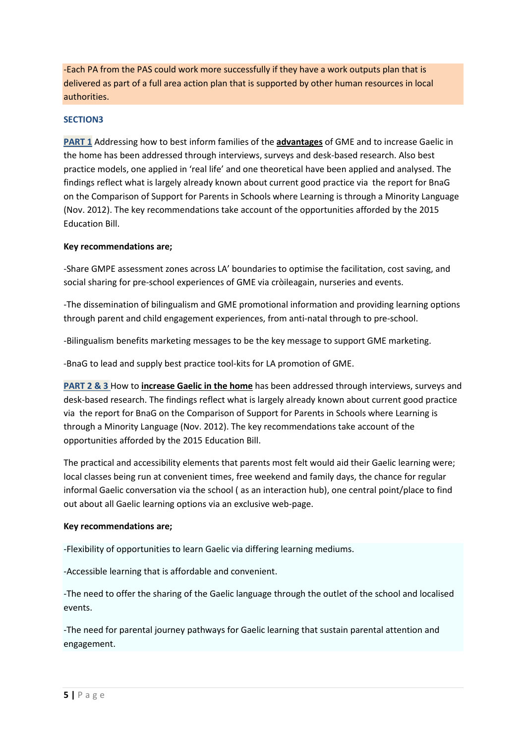-Each PA from the PAS could work more successfully if they have a work outputs plan that is delivered as part of a full area action plan that is supported by other human resources in local authorities.

## SECTION3

**PART 1** Addressing how to best inform families of the **advantages** of GME and to increase Gaelic in the home has been addressed through interviews, surveys and desk-based research. Also best practice models, one applied in 'real life' and one theoretical have been applied and analysed. The findings reflect what is largely already known about current good practice via the report for BnaG on the Comparison of Support for Parents in Schools where Learning is through a Minority Language (Nov. 2012). The key recommendations take account of the opportunities afforded by the 2015 Education Bill.

**Key recommendations are;**

-Share GMPE assessment zones across LA' boundaries to optimise the facilitation, cost saving, and social sharing for pre-school experiences of GME via cròileagain, nurseries and events.

-The dissemination of bilingualism and GME promotional information and providing learning options through parent and child engagement experiences, from anti-natal through to pre-school.

-Bilingualism benefits marketing messages to be the key message to support GME marketing.

-BnaG to lead and supply best practice tool-kits for LA promotion of GME.

**PART 2 & 3** How to **increase Gaelic in the home** has been addressed through interviews, surveys and desk-based research. The findings reflect what is largely already known about current good practice via the report for BnaG on the Comparison of Support for Parents in Schools where Learning is through a Minority Language (Nov. 2012). The key recommendations take account of the opportunities afforded by the 2015 Education Bill.

The practical and accessibility elements that parents most felt would aid their Gaelic learning were; local classes being run at convenient times, free weekend and family days, the chance for regular informal Gaelic conversation via the school ( as an interaction hub), one central point/place to find out about all Gaelic learning options via an exclusive web-page.

**Key recommendations are;**

-Flexibility of opportunities to learn Gaelic via differing learning mediums.

-Accessible learning that is affordable and convenient.

-The need to offer the sharing of the Gaelic language through the outlet of the school and localised events.

-The need for parental journey pathways for Gaelic learning that sustain parental attention and engagement.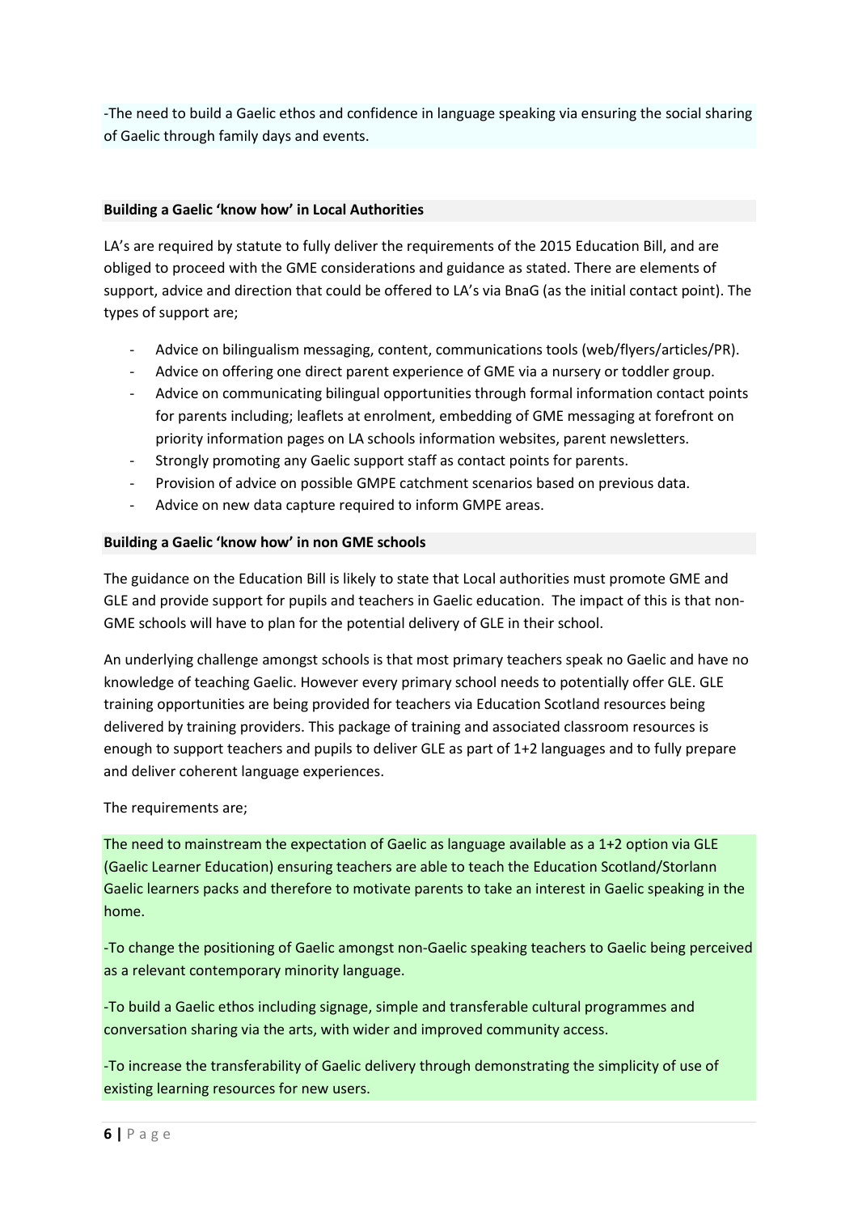-The need to build a Gaelic ethos and confidence in language speaking via ensuring the social sharing of Gaelic through family days and events.

**Building a Gaelic 'know how' in Local Authorities**

LA's are required by statute to fully deliver the requirements of the 2015 Education Bill, and are obliged to proceed with the GME considerations and guidance as stated. There are elements of support, advice and direction that could be offered to LA's via BnaG (as the initial contact point). The types of support are;

- Advice on bilingualism messaging, content, communications tools (web/flyers/articles/PR).
- Advice on offering one direct parent experience of GME via a nursery or toddler group.
- Advice on communicating bilingual opportunities through formal information contact points for parents including; leaflets at enrolment, embedding of GME messaging at forefront on priority information pages on LA schools information websites, parent newsletters.
- Strongly promoting any Gaelic support staff as contact points for parents.
- Provision of advice on possible GMPE catchment scenarios based on previous data.
- Advice on new data capture required to inform GMPE areas.

**Building a Gaelic 'know how' in non GME schools**

The guidance on the Education Bill is likely to state that Local authorities must promote GME and GLE and provide support for pupils and teachers in Gaelic education. The impact of this is that non-GME schools will have to plan for the potential delivery of GLE in their school.

An underlying challenge amongst schools is that most primary teachers speak no Gaelic and have no knowledge of teaching Gaelic. However every primary school needs to potentially offer GLE. GLE training opportunities are being provided for teachers via Education Scotland resources being delivered by training providers. This package of training and associated classroom resources is enough to support teachers and pupils to deliver GLE as part of 1+2 languages and to fully prepare and deliver coherent language experiences.

The requirements are;

The need to mainstream the expectation of Gaelic as language available as a 1+2 option via GLE (Gaelic Learner Education) ensuring teachers are able to teach the Education Scotland/Storlann Gaelic learners packs and therefore to motivate parents to take an interest in Gaelic speaking in the home.

-To change the positioning of Gaelic amongst non-Gaelic speaking teachers to Gaelic being perceived as a relevant contemporary minority language.

-To build a Gaelic ethos including signage, simple and transferable cultural programmes and conversation sharing via the arts, with wider and improved community access.

-To increase the transferability of Gaelic delivery through demonstrating the simplicity of use of existing learning resources for new users.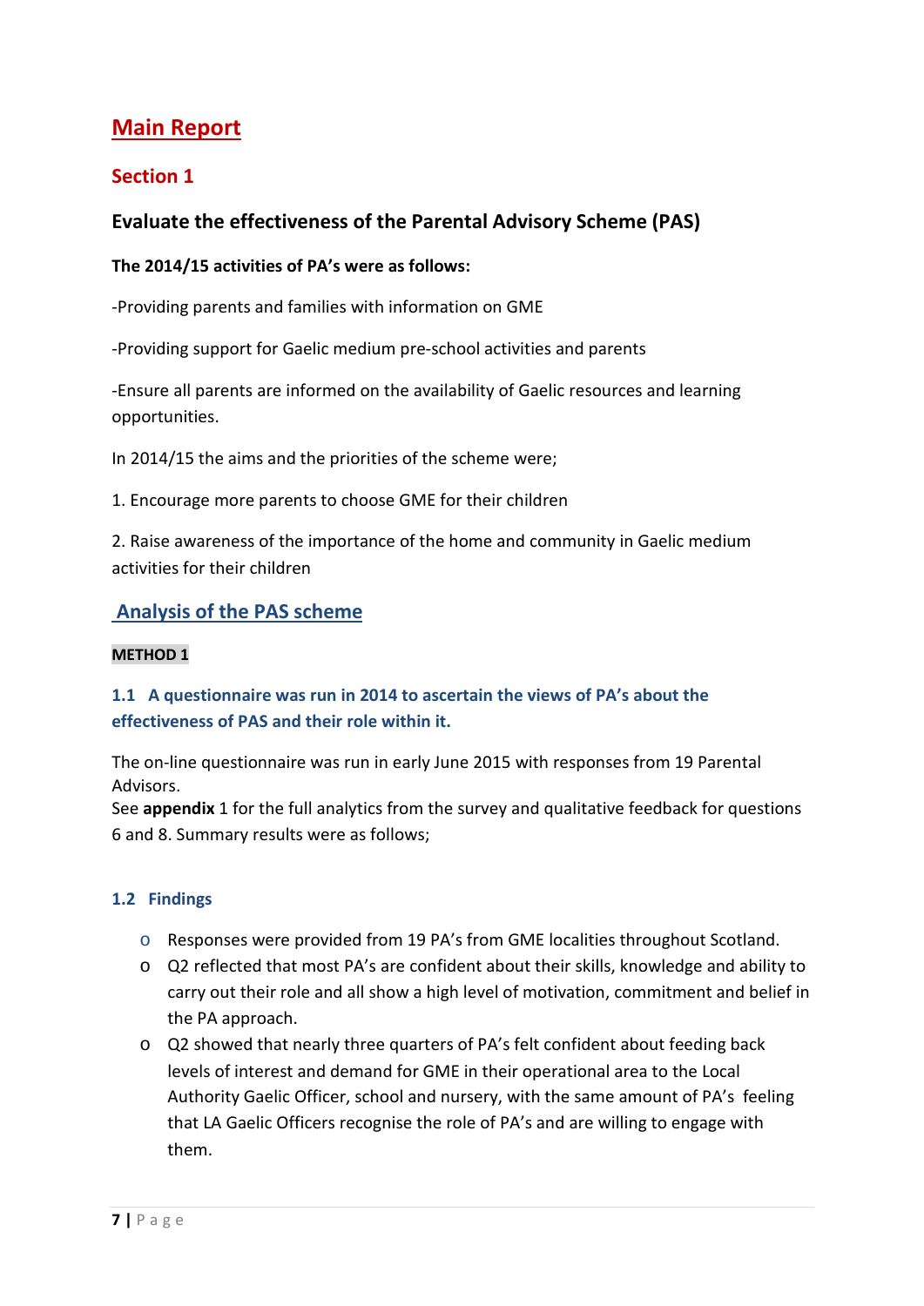# Main Report

## Section 1

### Evaluate the effectiveness of the Parental Advisory Scheme (PAS)

**The 2014/15 activities of PA's were as follows:**

-Providing parents and families with information on GME

-Providing support for Gaelic medium pre-school activities and parents

-Ensure all parents are informed on the availability of Gaelic resources and learning opportunities.

In 2014/15 the aims and the priorities of the scheme were;

1. Encourage more parents to choose GME for their children

2. Raise awareness of the importance of the home and community in Gaelic medium activities for their children

### Analysis of the PAS scheme

**METHOD 1**

#### 1.1 A questionnaire was run in 2014 to ascertain the views of PA's about the effectiveness of PAS and their role within it.

The on-line questionnaire was run in early June 2015 with responses from 19 Parental Advisors.
See **appendix** 1 for the full analytics from the survey and qualitative feedback for questions 6 and 8. Summary results were as follows;

#### 1.2 Findings

- Responses were provided from 19 PA's from GME localities throughout Scotland.
- Q2 reflected that most PA's are confident about their skills, knowledge and ability to carry out their role and all show a high level of motivation, commitment and belief in the PA approach.
- Q2 showed that nearly three quarters of PA's felt confident about feeding back levels of interest and demand for GME in their operational area to the Local Authority Gaelic Officer, school and nursery, with the same amount of PA's feeling that LA Gaelic Officers recognise the role of PA's and are willing to engage with them.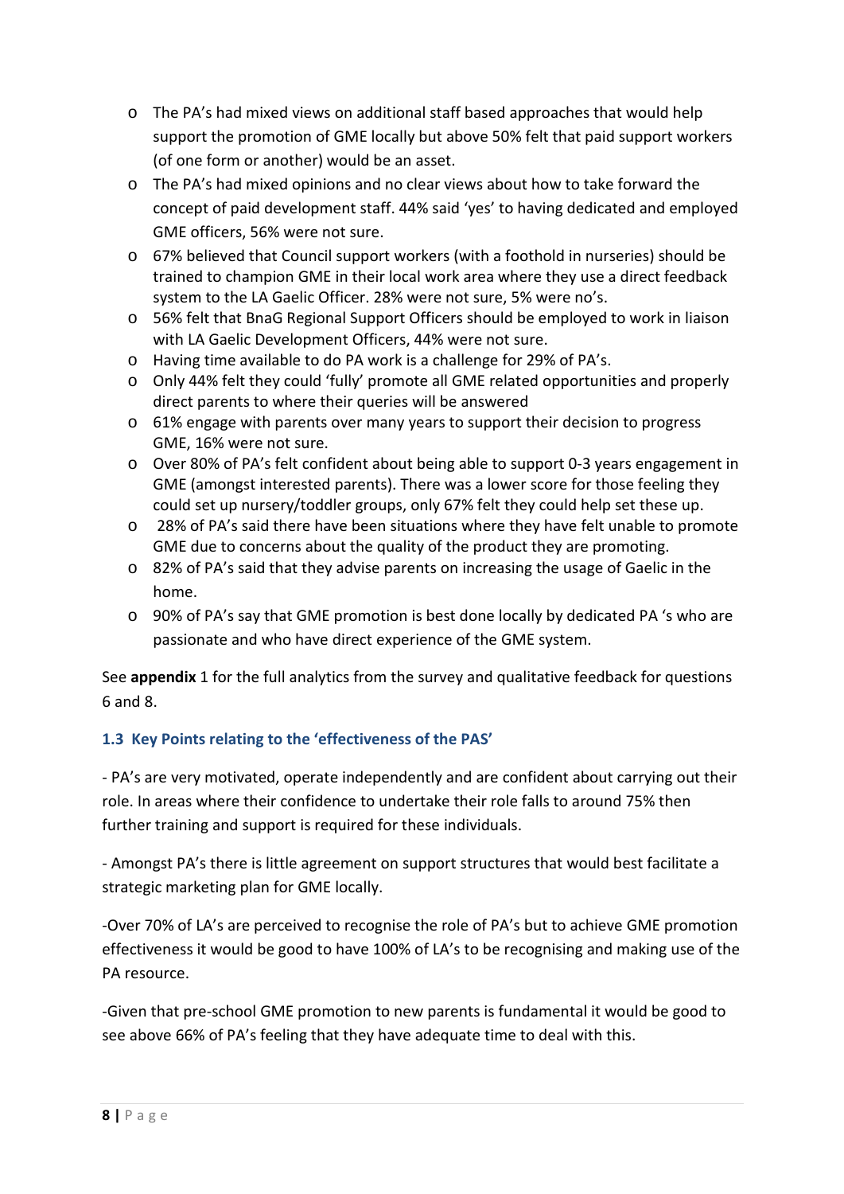- The PA's had mixed views on additional staff based approaches that would help support the promotion of GME locally but above 50% felt that paid support workers (of one form or another) would be an asset.
- The PA's had mixed opinions and no clear views about how to take forward the concept of paid development staff. 44% said 'yes' to having dedicated and employed GME officers, 56% were not sure.
- 67% believed that Council support workers (with a foothold in nurseries) should be trained to champion GME in their local work area where they use a direct feedback system to the LA Gaelic Officer. 28% were not sure, 5% were no's.
- 56% felt that BnaG Regional Support Officers should be employed to work in liaison with LA Gaelic Development Officers, 44% were not sure.
- Having time available to do PA work is a challenge for 29% of PA's.
- Only 44% felt they could 'fully' promote all GME related opportunities and properly direct parents to where their queries will be answered
- 61% engage with parents over many years to support their decision to progress GME, 16% were not sure.
- Over 80% of PA's felt confident about being able to support 0-3 years engagement in GME (amongst interested parents). There was a lower score for those feeling they could set up nursery/toddler groups, only 67% felt they could help set these up.
- 28% of PA's said there have been situations where they have felt unable to promote GME due to concerns about the quality of the product they are promoting.
- 82% of PA's said that they advise parents on increasing the usage of Gaelic in the home.
- 90% of PA's say that GME promotion is best done locally by dedicated PA 's who are passionate and who have direct experience of the GME system.

See **appendix** 1 for the full analytics from the survey and qualitative feedback for questions 6 and 8.

### 1.3 Key Points relating to the 'effectiveness of the PAS'

- PA's are very motivated, operate independently and are confident about carrying out their role. In areas where their confidence to undertake their role falls to around 75% then further training and support is required for these individuals.

- Amongst PA's there is little agreement on support structures that would best facilitate a strategic marketing plan for GME locally.

-Over 70% of LA's are perceived to recognise the role of PA's but to achieve GME promotion effectiveness it would be good to have 100% of LA's to be recognising and making use of the PA resource.

-Given that pre-school GME promotion to new parents is fundamental it would be good to see above 66% of PA's feeling that they have adequate time to deal with this.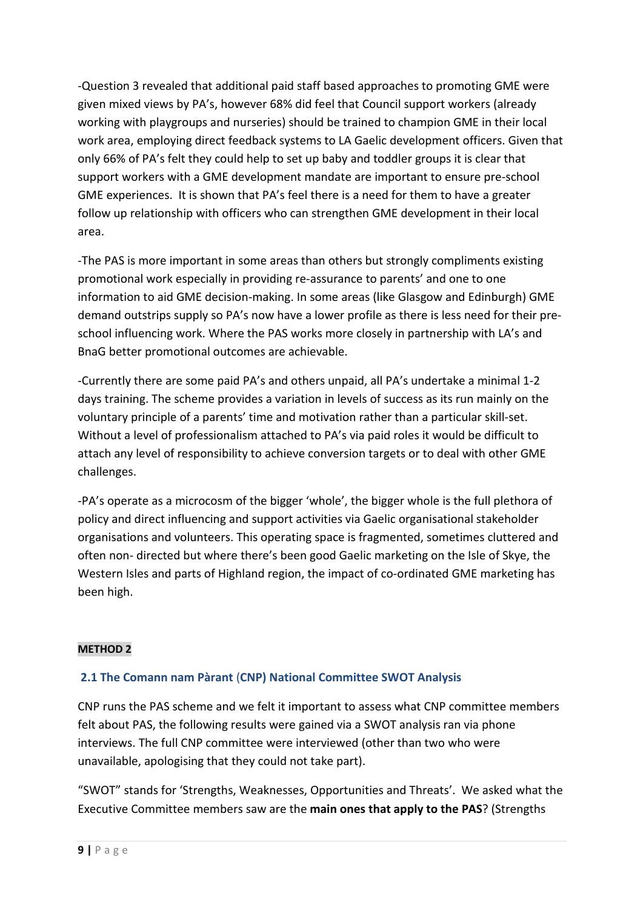-Question 3 revealed that additional paid staff based approaches to promoting GME were given mixed views by PA's, however 68% did feel that Council support workers (already working with playgroups and nurseries) should be trained to champion GME in their local work area, employing direct feedback systems to LA Gaelic development officers. Given that only 66% of PA's felt they could help to set up baby and toddler groups it is clear that support workers with a GME development mandate are important to ensure pre-school GME experiences. It is shown that PA's feel there is a need for them to have a greater follow up relationship with officers who can strengthen GME development in their local area.

-The PAS is more important in some areas than others but strongly compliments existing promotional work especially in providing re-assurance to parents' and one to one information to aid GME decision-making. In some areas (like Glasgow and Edinburgh) GME demand outstrips supply so PA's now have a lower profile as there is less need for their pre-school influencing work. Where the PAS works more closely in partnership with LA's and BnaG better promotional outcomes are achievable.

-Currently there are some paid PA's and others unpaid, all PA's undertake a minimal 1-2 days training. The scheme provides a variation in levels of success as its run mainly on the voluntary principle of a parents' time and motivation rather than a particular skill-set. Without a level of professionalism attached to PA's via paid roles it would be difficult to attach any level of responsibility to achieve conversion targets or to deal with other GME challenges.

-PA's operate as a microcosm of the bigger 'whole', the bigger whole is the full plethora of policy and direct influencing and support activities via Gaelic organisational stakeholder organisations and volunteers. This operating space is fragmented, sometimes cluttered and often non- directed but where there's been good Gaelic marketing on the Isle of Skye, the Western Isles and parts of Highland region, the impact of co-ordinated GME marketing has been high.

**METHOD 2**

### 2.1 The Comann nam Pàrant (CNP) National Committee SWOT Analysis

CNP runs the PAS scheme and we felt it important to assess what CNP committee members felt about PAS, the following results were gained via a SWOT analysis ran via phone interviews. The full CNP committee were interviewed (other than two who were unavailable, apologising that they could not take part).

"SWOT" stands for 'Strengths, Weaknesses, Opportunities and Threats'. We asked what the Executive Committee members saw are the **main ones that apply to the PAS**? (Strengths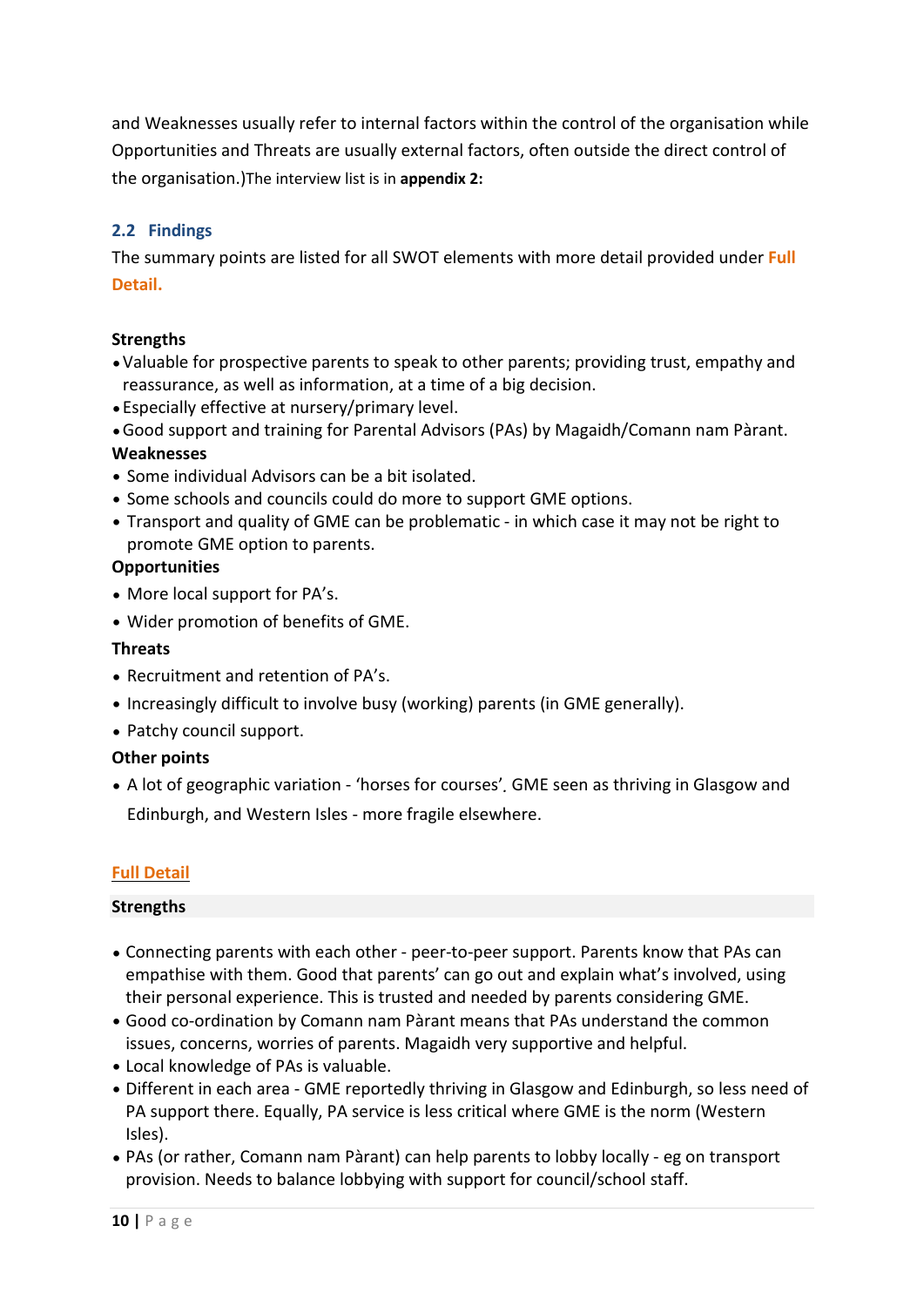and Weaknesses usually refer to internal factors within the control of the organisation while Opportunities and Threats are usually external factors, often outside the direct control of the organisation.)The interview list is in **appendix 2:**

### 2.2 Findings

The summary points are listed for all SWOT elements with more detail provided under **Full Detail.**

**Strengths**

- Valuable for prospective parents to speak to other parents; providing trust, empathy and reassurance, as well as information, at a time of a big decision.
- Especially effective at nursery/primary level.
- Good support and training for Parental Advisors (PAs) by Magaidh/Comann nam Pàrant.

**Weaknesses**

- Some individual Advisors can be a bit isolated.
- Some schools and councils could do more to support GME options.
- Transport and quality of GME can be problematic - in which case it may not be right to promote GME option to parents.

**Opportunities**

- More local support for PA's.
- Wider promotion of benefits of GME.

**Threats**

- Recruitment and retention of PA's.
- Increasingly difficult to involve busy (working) parents (in GME generally).
- Patchy council support.

**Other points**

- A lot of geographic variation - 'horses for courses'. GME seen as thriving in Glasgow and Edinburgh, and Western Isles - more fragile elsewhere.

**Full Detail**

**Strengths**

- Connecting parents with each other - peer-to-peer support. Parents know that PAs can empathise with them. Good that parents' can go out and explain what's involved, using their personal experience. This is trusted and needed by parents considering GME.
- Good co-ordination by Comann nam Pàrant means that PAs understand the common issues, concerns, worries of parents. Magaidh very supportive and helpful.
- Local knowledge of PAs is valuable.
- Different in each area - GME reportedly thriving in Glasgow and Edinburgh, so less need of PA support there. Equally, PA service is less critical where GME is the norm (Western Isles).
- PAs (or rather, Comann nam Pàrant) can help parents to lobby locally - eg on transport provision. Needs to balance lobbying with support for council/school staff.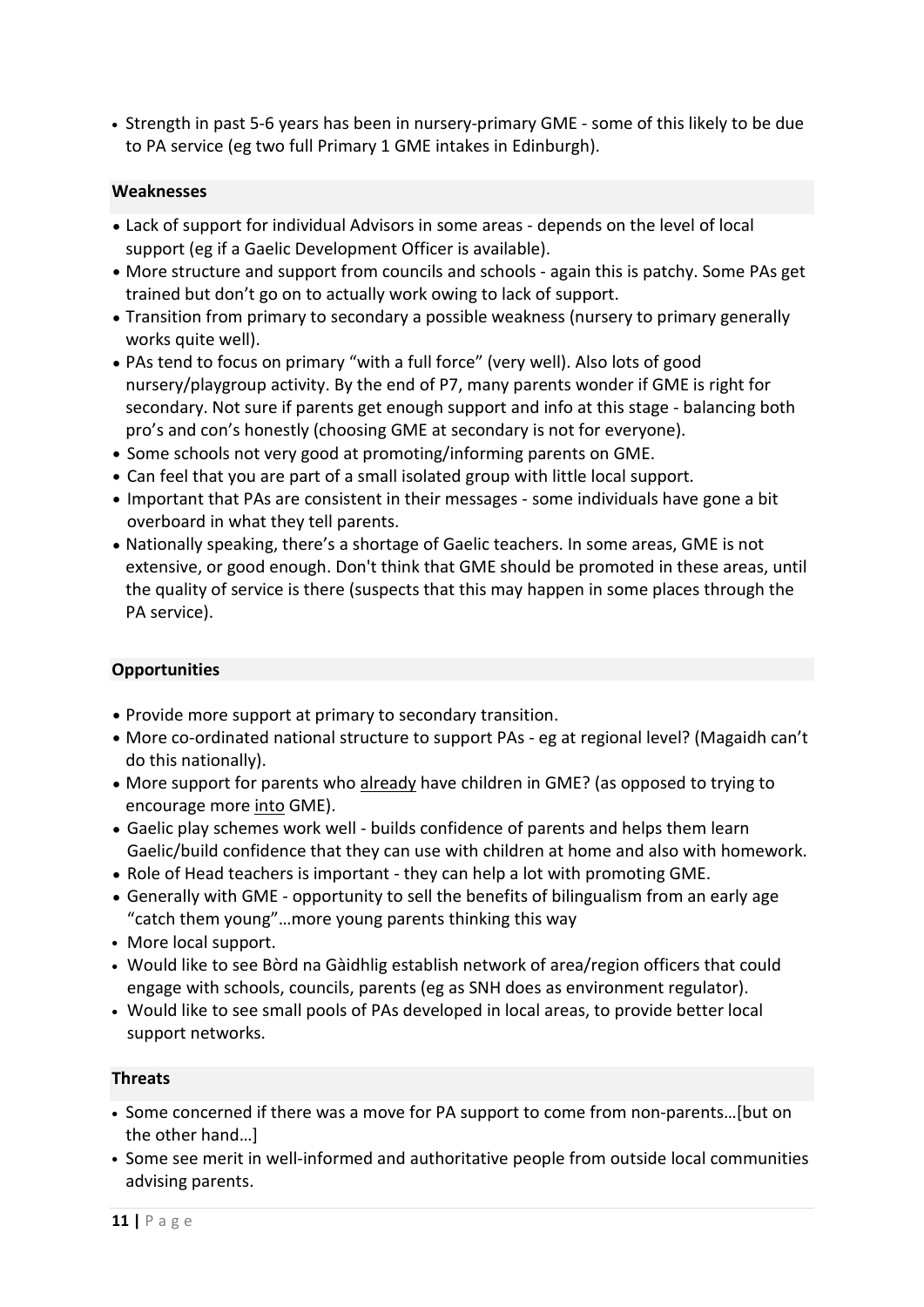- Strength in past 5-6 years has been in nursery-primary GME - some of this likely to be due to PA service (eg two full Primary 1 GME intakes in Edinburgh).

#### Weaknesses

- Lack of support for individual Advisors in some areas - depends on the level of local support (eg if a Gaelic Development Officer is available).
- More structure and support from councils and schools - again this is patchy. Some PAs get trained but don't go on to actually work owing to lack of support.
- Transition from primary to secondary a possible weakness (nursery to primary generally works quite well).
- PAs tend to focus on primary "with a full force" (very well). Also lots of good nursery/playgroup activity. By the end of P7, many parents wonder if GME is right for secondary. Not sure if parents get enough support and info at this stage - balancing both pro's and con's honestly (choosing GME at secondary is not for everyone).
- Some schools not very good at promoting/informing parents on GME.
- Can feel that you are part of a small isolated group with little local support.
- Important that PAs are consistent in their messages - some individuals have gone a bit overboard in what they tell parents.
- Nationally speaking, there's a shortage of Gaelic teachers. In some areas, GME is not extensive, or good enough. Don't think that GME should be promoted in these areas, until the quality of service is there (suspects that this may happen in some places through the PA service).

#### Opportunities

- Provide more support at primary to secondary transition.
- More co-ordinated national structure to support PAs - eg at regional level? (Magaidh can't do this nationally).
- More support for parents who <u>already</u> have children in GME? (as opposed to trying to encourage more <u>into</u> GME).
- Gaelic play schemes work well - builds confidence of parents and helps them learn Gaelic/build confidence that they can use with children at home and also with homework.
- Role of Head teachers is important - they can help a lot with promoting GME.
- Generally with GME - opportunity to sell the benefits of bilingualism from an early age "catch them young"…more young parents thinking this way
- More local support.
- Would like to see Bòrd na Gàidhlig establish network of area/region officers that could engage with schools, councils, parents (eg as SNH does as environment regulator).
- Would like to see small pools of PAs developed in local areas, to provide better local support networks.

#### Threats

- Some concerned if there was a move for PA support to come from non-parents…[but on the other hand…]
- Some see merit in well-informed and authoritative people from outside local communities advising parents.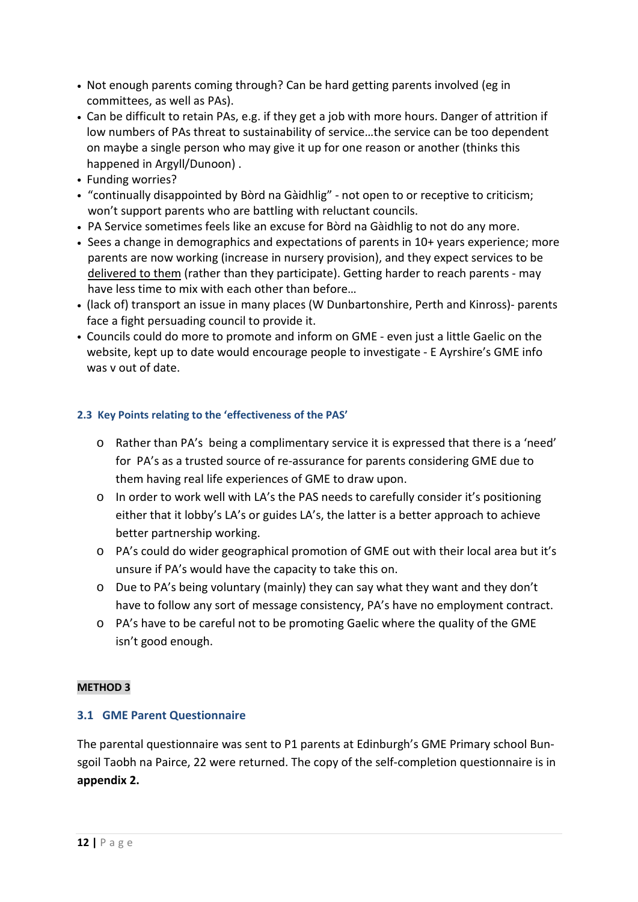- Not enough parents coming through? Can be hard getting parents involved (eg in committees, as well as PAs).
- Can be difficult to retain PAs, e.g. if they get a job with more hours. Danger of attrition if low numbers of PAs threat to sustainability of service…the service can be too dependent on maybe a single person who may give it up for one reason or another (thinks this happened in Argyll/Dunoon) .
- Funding worries?
- "continually disappointed by Bòrd na Gàidhlig" - not open to or receptive to criticism; won't support parents who are battling with reluctant councils.
- PA Service sometimes feels like an excuse for Bòrd na Gàidhlig to not do any more.
- Sees a change in demographics and expectations of parents in 10+ years experience; more parents are now working (increase in nursery provision), and they expect services to be delivered to them (rather than they participate). Getting harder to reach parents - may have less time to mix with each other than before…
- (lack of) transport an issue in many places (W Dunbartonshire, Perth and Kinross)- parents face a fight persuading council to provide it.
- Councils could do more to promote and inform on GME - even just a little Gaelic on the website, kept up to date would encourage people to investigate - E Ayrshire's GME info was v out of date.

### 2.3 Key Points relating to the 'effectiveness of the PAS'

- Rather than PA's being a complimentary service it is expressed that there is a 'need' for PA's as a trusted source of re-assurance for parents considering GME due to them having real life experiences of GME to draw upon.
- In order to work well with LA's the PAS needs to carefully consider it's positioning either that it lobby's LA's or guides LA's, the latter is a better approach to achieve better partnership working.
- PA's could do wider geographical promotion of GME out with their local area but it's unsure if PA's would have the capacity to take this on.
- Due to PA's being voluntary (mainly) they can say what they want and they don't have to follow any sort of message consistency, PA's have no employment contract.
- PA's have to be careful not to be promoting Gaelic where the quality of the GME isn't good enough.

**METHOD 3**

### 3.1 GME Parent Questionnaire

The parental questionnaire was sent to P1 parents at Edinburgh's GME Primary school Bun-sgoil Taobh na Pairce, 22 were returned. The copy of the self-completion questionnaire is in **appendix 2.**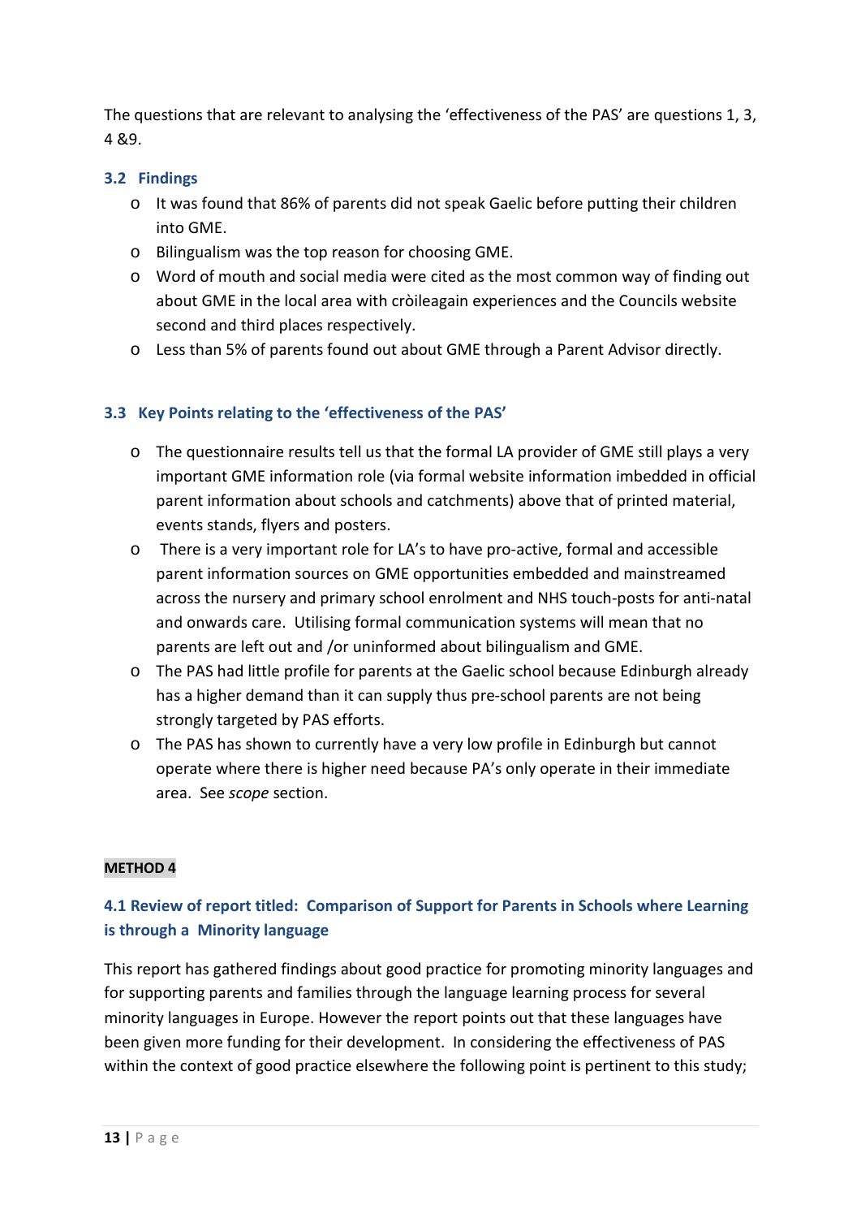The questions that are relevant to analysing the 'effectiveness of the PAS' are questions 1, 3, 4 &9.

### 3.2 Findings

- It was found that 86% of parents did not speak Gaelic before putting their children into GME.
- Bilingualism was the top reason for choosing GME.
- Word of mouth and social media were cited as the most common way of finding out about GME in the local area with cròileagain experiences and the Councils website second and third places respectively.
- Less than 5% of parents found out about GME through a Parent Advisor directly.

### 3.3 Key Points relating to the 'effectiveness of the PAS'

- The questionnaire results tell us that the formal LA provider of GME still plays a very important GME information role (via formal website information imbedded in official parent information about schools and catchments) above that of printed material, events stands, flyers and posters.
- There is a very important role for LA's to have pro-active, formal and accessible parent information sources on GME opportunities embedded and mainstreamed across the nursery and primary school enrolment and NHS touch-posts for anti-natal and onwards care. Utilising formal communication systems will mean that no parents are left out and /or uninformed about bilingualism and GME.
- The PAS had little profile for parents at the Gaelic school because Edinburgh already has a higher demand than it can supply thus pre-school parents are not being strongly targeted by PAS efforts.
- The PAS has shown to currently have a very low profile in Edinburgh but cannot operate where there is higher need because PA's only operate in their immediate area. See *scope* section.

**METHOD 4**

### 4.1 Review of report titled: Comparison of Support for Parents in Schools where Learning is through a Minority language

This report has gathered findings about good practice for promoting minority languages and for supporting parents and families through the language learning process for several minority languages in Europe. However the report points out that these languages have been given more funding for their development. In considering the effectiveness of PAS within the context of good practice elsewhere the following point is pertinent to this study;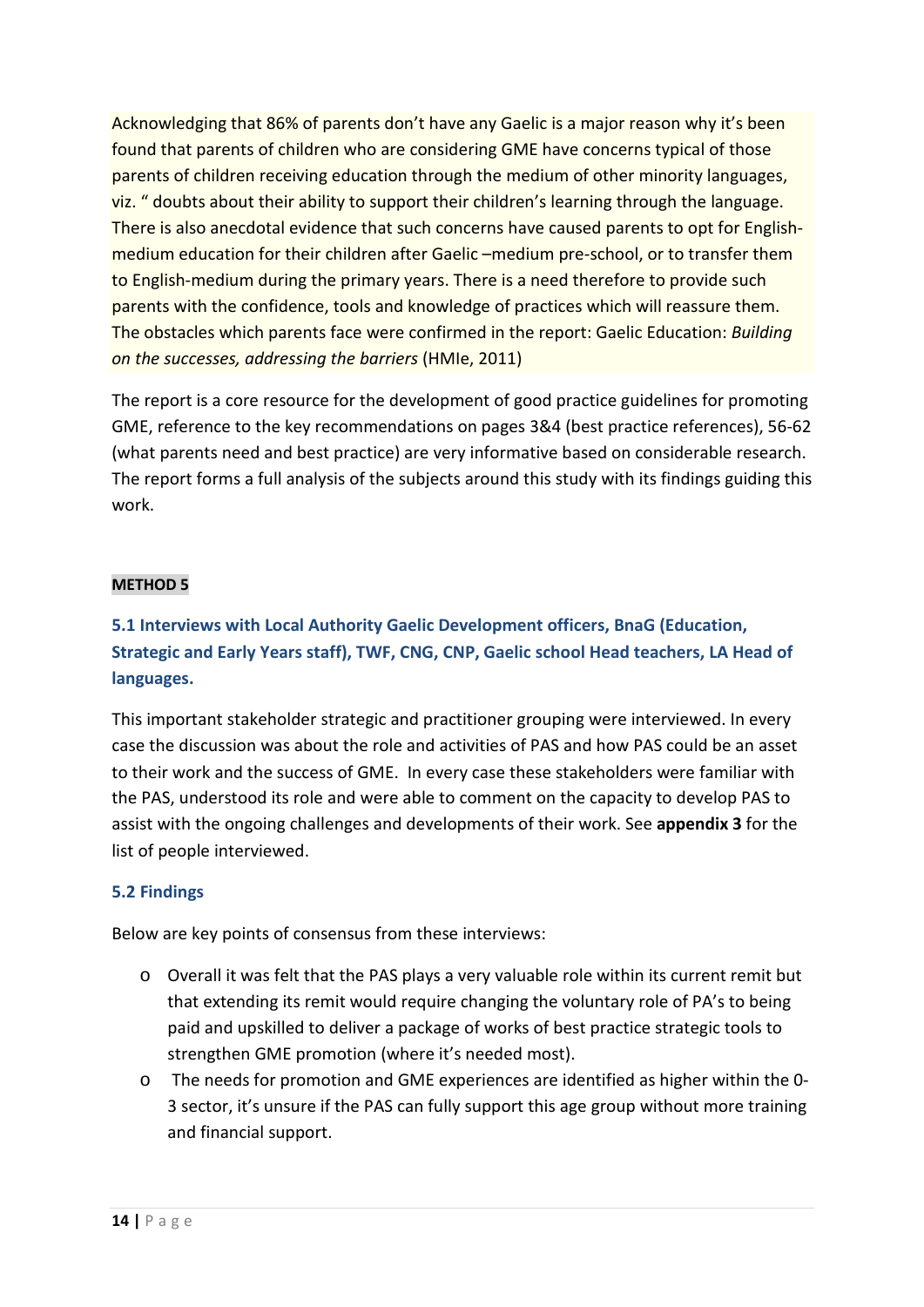Acknowledging that 86% of parents don't have any Gaelic is a major reason why it's been found that parents of children who are considering GME have concerns typical of those parents of children receiving education through the medium of other minority languages, viz. " doubts about their ability to support their children's learning through the language. There is also anecdotal evidence that such concerns have caused parents to opt for English-medium education for their children after Gaelic –medium pre-school, or to transfer them to English-medium during the primary years. There is a need therefore to provide such parents with the confidence, tools and knowledge of practices which will reassure them. The obstacles which parents face were confirmed in the report: Gaelic Education: *Building on the successes, addressing the barriers* (HMIe, 2011)

The report is a core resource for the development of good practice guidelines for promoting GME, reference to the key recommendations on pages 3&4 (best practice references), 56-62 (what parents need and best practice) are very informative based on considerable research. The report forms a full analysis of the subjects around this study with its findings guiding this work.

**METHOD 5**

### 5.1 Interviews with Local Authority Gaelic Development officers, BnaG (Education, Strategic and Early Years staff), TWF, CNG, CNP, Gaelic school Head teachers, LA Head of languages.

This important stakeholder strategic and practitioner grouping were interviewed. In every case the discussion was about the role and activities of PAS and how PAS could be an asset to their work and the success of GME. In every case these stakeholders were familiar with the PAS, understood its role and were able to comment on the capacity to develop PAS to assist with the ongoing challenges and developments of their work. See **appendix 3** for the list of people interviewed.

### 5.2 Findings

Below are key points of consensus from these interviews:

- Overall it was felt that the PAS plays a very valuable role within its current remit but that extending its remit would require changing the voluntary role of PA's to being paid and upskilled to deliver a package of works of best practice strategic tools to strengthen GME promotion (where it's needed most).
- The needs for promotion and GME experiences are identified as higher within the 0-3 sector, it's unsure if the PAS can fully support this age group without more training and financial support.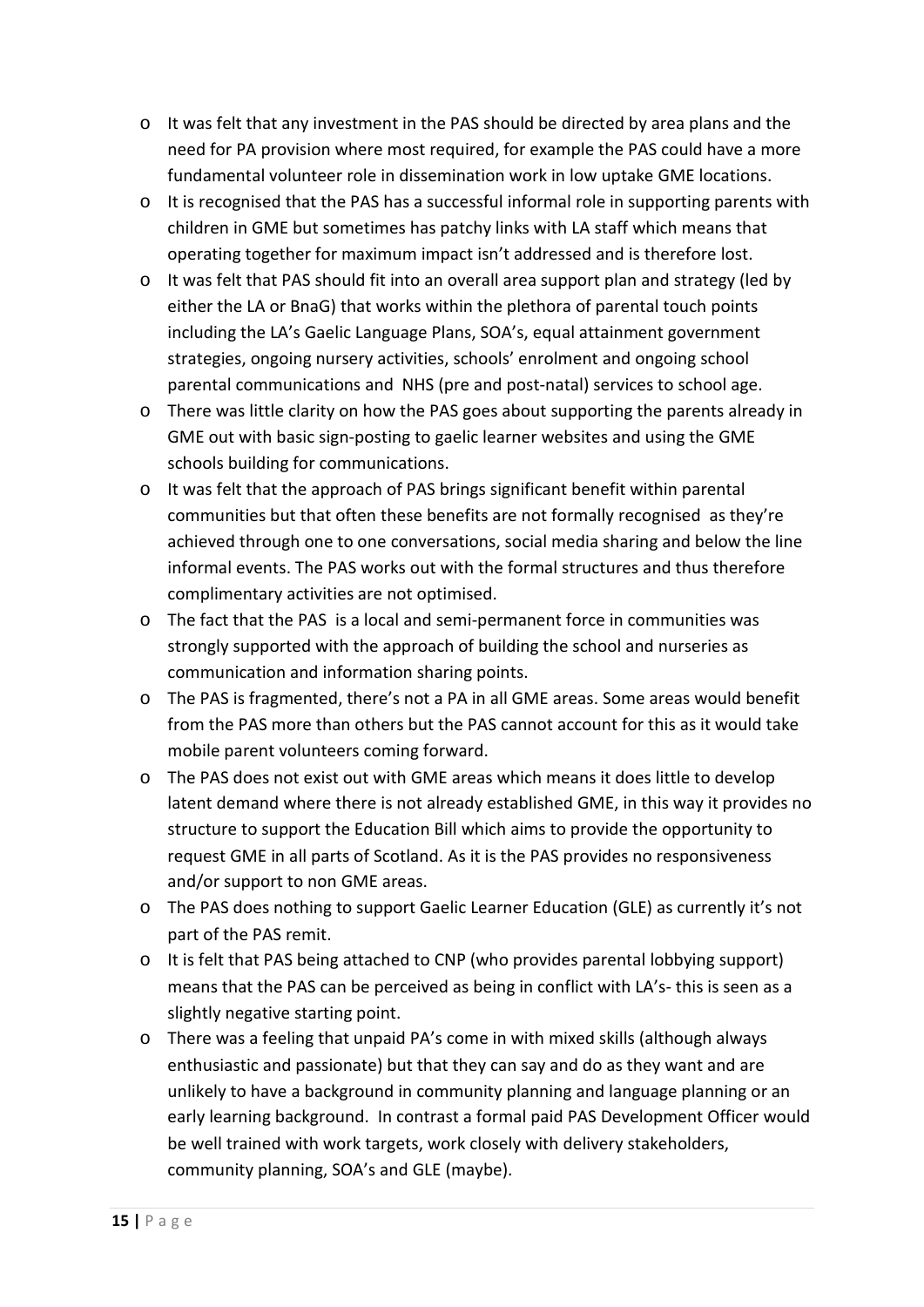- It was felt that any investment in the PAS should be directed by area plans and the need for PA provision where most required, for example the PAS could have a more fundamental volunteer role in dissemination work in low uptake GME locations.
- It is recognised that the PAS has a successful informal role in supporting parents with children in GME but sometimes has patchy links with LA staff which means that operating together for maximum impact isn't addressed and is therefore lost.
- It was felt that PAS should fit into an overall area support plan and strategy (led by either the LA or BnaG) that works within the plethora of parental touch points including the LA's Gaelic Language Plans, SOA's, equal attainment government strategies, ongoing nursery activities, schools' enrolment and ongoing school parental communications and NHS (pre and post-natal) services to school age.
- There was little clarity on how the PAS goes about supporting the parents already in GME out with basic sign-posting to gaelic learner websites and using the GME schools building for communications.
- It was felt that the approach of PAS brings significant benefit within parental communities but that often these benefits are not formally recognised as they're achieved through one to one conversations, social media sharing and below the line informal events. The PAS works out with the formal structures and thus therefore complimentary activities are not optimised.
- The fact that the PAS is a local and semi-permanent force in communities was strongly supported with the approach of building the school and nurseries as communication and information sharing points.
- The PAS is fragmented, there's not a PA in all GME areas. Some areas would benefit from the PAS more than others but the PAS cannot account for this as it would take mobile parent volunteers coming forward.
- The PAS does not exist out with GME areas which means it does little to develop latent demand where there is not already established GME, in this way it provides no structure to support the Education Bill which aims to provide the opportunity to request GME in all parts of Scotland. As it is the PAS provides no responsiveness and/or support to non GME areas.
- The PAS does nothing to support Gaelic Learner Education (GLE) as currently it's not part of the PAS remit.
- It is felt that PAS being attached to CNP (who provides parental lobbying support) means that the PAS can be perceived as being in conflict with LA's- this is seen as a slightly negative starting point.
- There was a feeling that unpaid PA's come in with mixed skills (although always enthusiastic and passionate) but that they can say and do as they want and are unlikely to have a background in community planning and language planning or an early learning background. In contrast a formal paid PAS Development Officer would be well trained with work targets, work closely with delivery stakeholders, community planning, SOA's and GLE (maybe).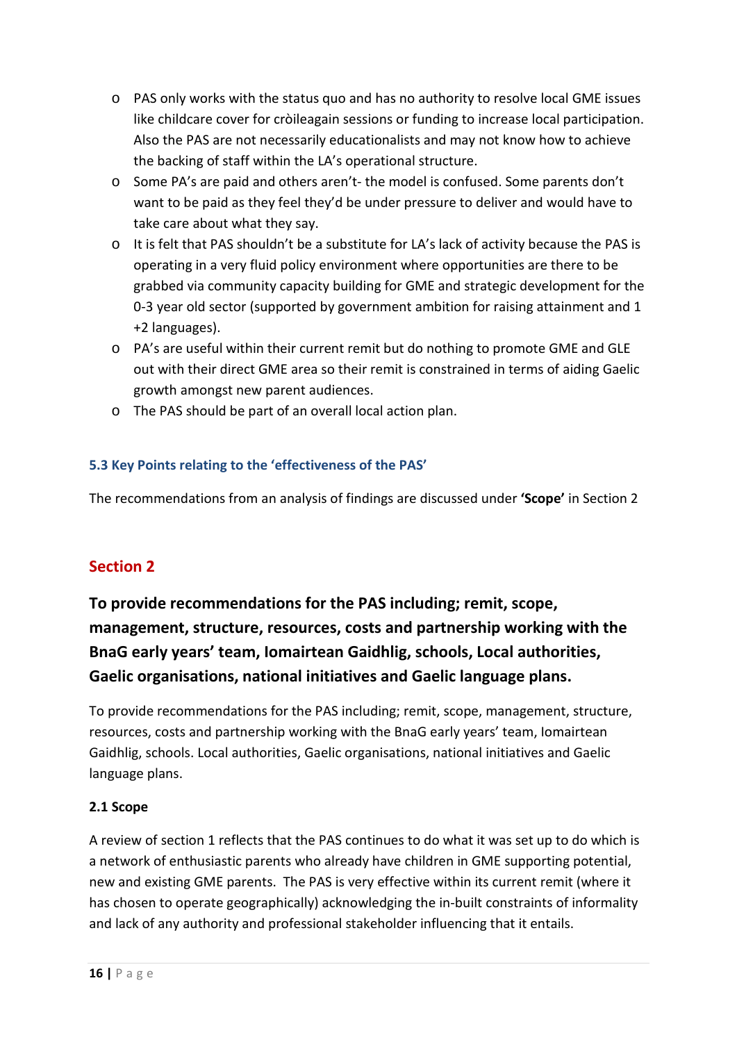- PAS only works with the status quo and has no authority to resolve local GME issues like childcare cover for cròileagain sessions or funding to increase local participation. Also the PAS are not necessarily educationalists and may not know how to achieve the backing of staff within the LA's operational structure.
- Some PA's are paid and others aren't- the model is confused. Some parents don't want to be paid as they feel they'd be under pressure to deliver and would have to take care about what they say.
- It is felt that PAS shouldn't be a substitute for LA's lack of activity because the PAS is operating in a very fluid policy environment where opportunities are there to be grabbed via community capacity building for GME and strategic development for the 0-3 year old sector (supported by government ambition for raising attainment and 1 +2 languages).
- PA's are useful within their current remit but do nothing to promote GME and GLE out with their direct GME area so their remit is constrained in terms of aiding Gaelic growth amongst new parent audiences.
- The PAS should be part of an overall local action plan.

### 5.3 Key Points relating to the 'effectiveness of the PAS'

The recommendations from an analysis of findings are discussed under **'Scope'** in Section 2

## Section 2

## To provide recommendations for the PAS including; remit, scope, management, structure, resources, costs and partnership working with the BnaG early years' team, Iomairtean Gaidhlig, schools, Local authorities, Gaelic organisations, national initiatives and Gaelic language plans.

To provide recommendations for the PAS including; remit, scope, management, structure, resources, costs and partnership working with the BnaG early years' team, Iomairtean Gaidhlig, schools. Local authorities, Gaelic organisations, national initiatives and Gaelic language plans.

### 2.1 Scope

A review of section 1 reflects that the PAS continues to do what it was set up to do which is a network of enthusiastic parents who already have children in GME supporting potential, new and existing GME parents. The PAS is very effective within its current remit (where it has chosen to operate geographically) acknowledging the in-built constraints of informality and lack of any authority and professional stakeholder influencing that it entails.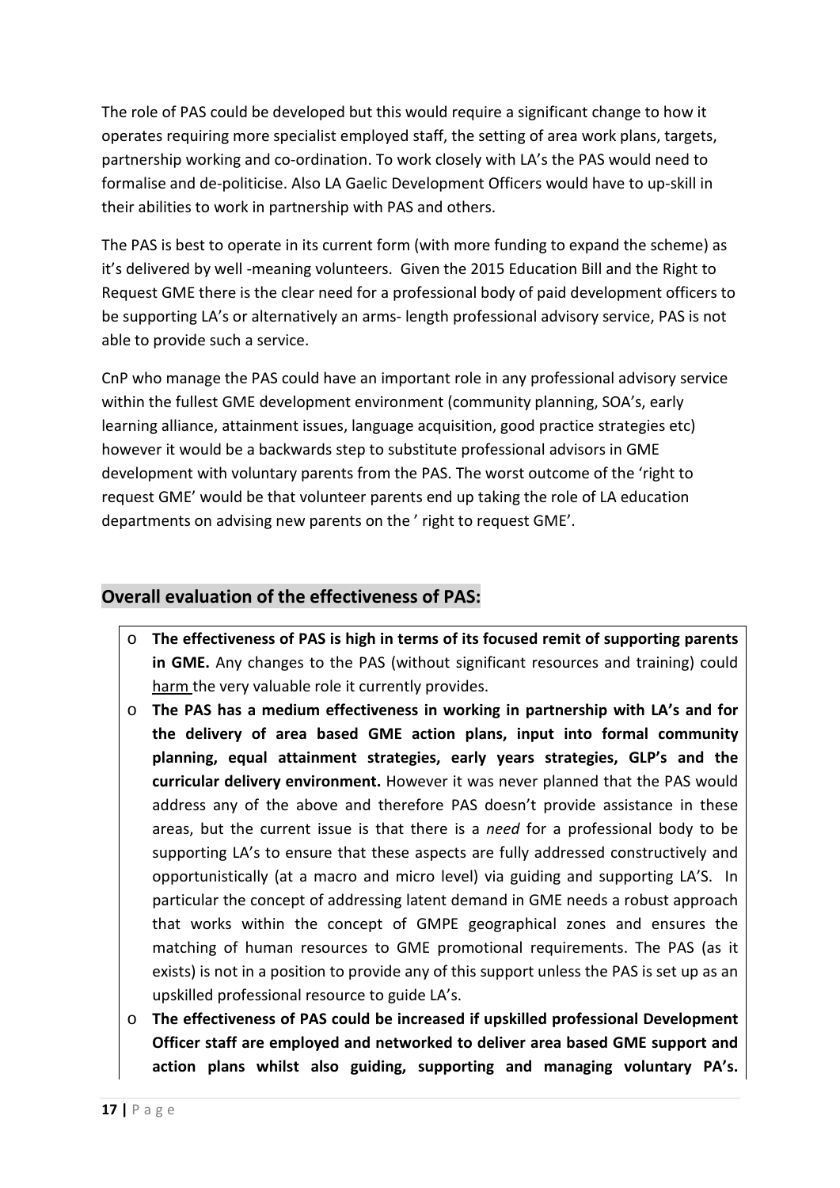The role of PAS could be developed but this would require a significant change to how it operates requiring more specialist employed staff, the setting of area work plans, targets, partnership working and co-ordination. To work closely with LA's the PAS would need to formalise and de-politicise. Also LA Gaelic Development Officers would have to up-skill in their abilities to work in partnership with PAS and others.

The PAS is best to operate in its current form (with more funding to expand the scheme) as it's delivered by well -meaning volunteers. Given the 2015 Education Bill and the Right to Request GME there is the clear need for a professional body of paid development officers to be supporting LA's or alternatively an arms- length professional advisory service, PAS is not able to provide such a service.

CnP who manage the PAS could have an important role in any professional advisory service within the fullest GME development environment (community planning, SOA's, early learning alliance, attainment issues, language acquisition, good practice strategies etc) however it would be a backwards step to substitute professional advisors in GME development with voluntary parents from the PAS. The worst outcome of the 'right to request GME' would be that volunteer parents end up taking the role of LA education departments on advising new parents on the ' right to request GME'.

## Overall evaluation of the effectiveness of PAS:

- **The effectiveness of PAS is high in terms of its focused remit of supporting parents in GME.** Any changes to the PAS (without significant resources and training) could harm the very valuable role it currently provides.
- **The PAS has a medium effectiveness in working in partnership with LA's and for the delivery of area based GME action plans, input into formal community planning, equal attainment strategies, early years strategies, GLP's and the curricular delivery environment.** However it was never planned that the PAS would address any of the above and therefore PAS doesn't provide assistance in these areas, but the current issue is that there is a *need* for a professional body to be supporting LA's to ensure that these aspects are fully addressed constructively and opportunistically (at a macro and micro level) via guiding and supporting LA'S. In particular the concept of addressing latent demand in GME needs a robust approach that works within the concept of GMPE geographical zones and ensures the matching of human resources to GME promotional requirements. The PAS (as it exists) is not in a position to provide any of this support unless the PAS is set up as an upskilled professional resource to guide LA's.
- **The effectiveness of PAS could be increased if upskilled professional Development Officer staff are employed and networked to deliver area based GME support and action plans whilst also guiding, supporting and managing voluntary PA's.**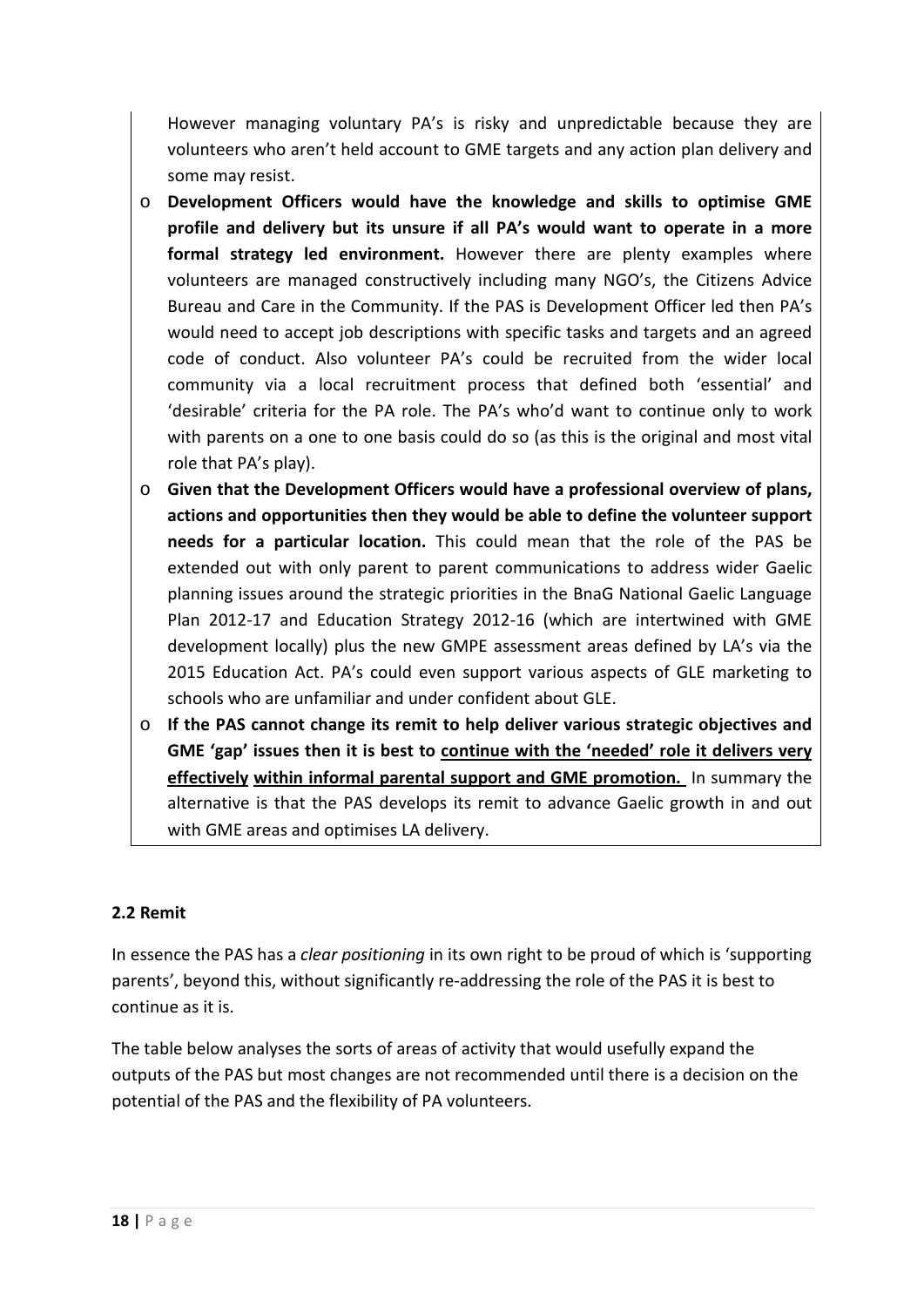However managing voluntary PA's is risky and unpredictable because they are volunteers who aren't held account to GME targets and any action plan delivery and some may resist.

- **Development Officers would have the knowledge and skills to optimise GME profile and delivery but its unsure if all PA's would want to operate in a more formal strategy led environment.** However there are plenty examples where volunteers are managed constructively including many NGO's, the Citizens Advice Bureau and Care in the Community. If the PAS is Development Officer led then PA's would need to accept job descriptions with specific tasks and targets and an agreed code of conduct. Also volunteer PA's could be recruited from the wider local community via a local recruitment process that defined both 'essential' and 'desirable' criteria for the PA role. The PA's who'd want to continue only to work with parents on a one to one basis could do so (as this is the original and most vital role that PA's play).
- **Given that the Development Officers would have a professional overview of plans, actions and opportunities then they would be able to define the volunteer support needs for a particular location.** This could mean that the role of the PAS be extended out with only parent to parent communications to address wider Gaelic planning issues around the strategic priorities in the BnaG National Gaelic Language Plan 2012-17 and Education Strategy 2012-16 (which are intertwined with GME development locally) plus the new GMPE assessment areas defined by LA's via the 2015 Education Act. PA's could even support various aspects of GLE marketing to schools who are unfamiliar and under confident about GLE.
- **If the PAS cannot change its remit to help deliver various strategic objectives and GME 'gap' issues then it is best to <u>continue with the 'needed' role it delivers very effectively</u> <u>within informal parental support and GME promotion.</u>** In summary the alternative is that the PAS develops its remit to advance Gaelic growth in and out with GME areas and optimises LA delivery.

### 2.2 Remit

In essence the PAS has a *clear positioning* in its own right to be proud of which is 'supporting parents', beyond this, without significantly re-addressing the role of the PAS it is best to continue as it is.

The table below analyses the sorts of areas of activity that would usefully expand the outputs of the PAS but most changes are not recommended until there is a decision on the potential of the PAS and the flexibility of PA volunteers.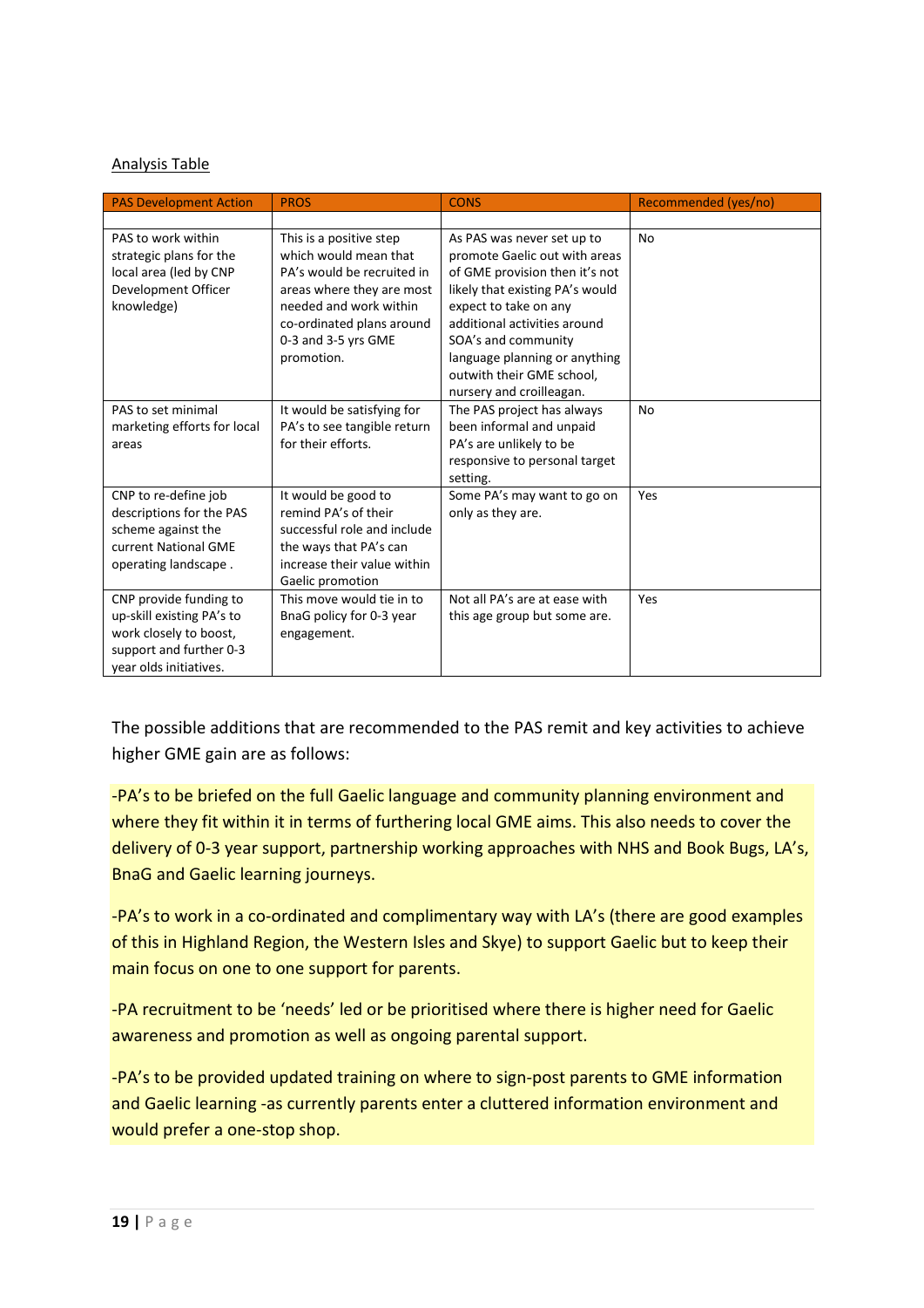Analysis Table

| PAS Development Action | PROS | CONS | Recommended (yes/no) |
|---|---|---|---|
| | | | |
| PAS to work within strategic plans for the local area (led by CNP Development Officer knowledge) | This is a positive step which would mean that PA's would be recruited in areas where they are most needed and work within co-ordinated plans around 0-3 and 3-5 yrs GME promotion. | As PAS was never set up to promote Gaelic out with areas of GME provision then it's not likely that existing PA's would expect to take on any additional activities around SOA's and community language planning or anything outwith their GME school, nursery and croilleagan. | No |
| PAS to set minimal marketing efforts for local areas | It would be satisfying for PA's to see tangible return for their efforts. | The PAS project has always been informal and unpaid PA's are unlikely to be responsive to personal target setting. | No |
| CNP to re-define job descriptions for the PAS scheme against the current National GME operating landscape . | It would be good to remind PA's of their successful role and include the ways that PA's can increase their value within Gaelic promotion | Some PA's may want to go on only as they are. | Yes |
| CNP provide funding to up-skill existing PA's to work closely to boost, support and further 0-3 year olds initiatives. | This move would tie in to BnaG policy for 0-3 year engagement. | Not all PA's are at ease with this age group but some are. | Yes |

The possible additions that are recommended to the PAS remit and key activities to achieve higher GME gain are as follows:

-PA's to be briefed on the full Gaelic language and community planning environment and where they fit within it in terms of furthering local GME aims. This also needs to cover the delivery of 0-3 year support, partnership working approaches with NHS and Book Bugs, LA's, BnaG and Gaelic learning journeys.

-PA's to work in a co-ordinated and complimentary way with LA's (there are good examples of this in Highland Region, the Western Isles and Skye) to support Gaelic but to keep their main focus on one to one support for parents.

-PA recruitment to be 'needs' led or be prioritised where there is higher need for Gaelic awareness and promotion as well as ongoing parental support.

-PA's to be provided updated training on where to sign-post parents to GME information and Gaelic learning -as currently parents enter a cluttered information environment and would prefer a one-stop shop.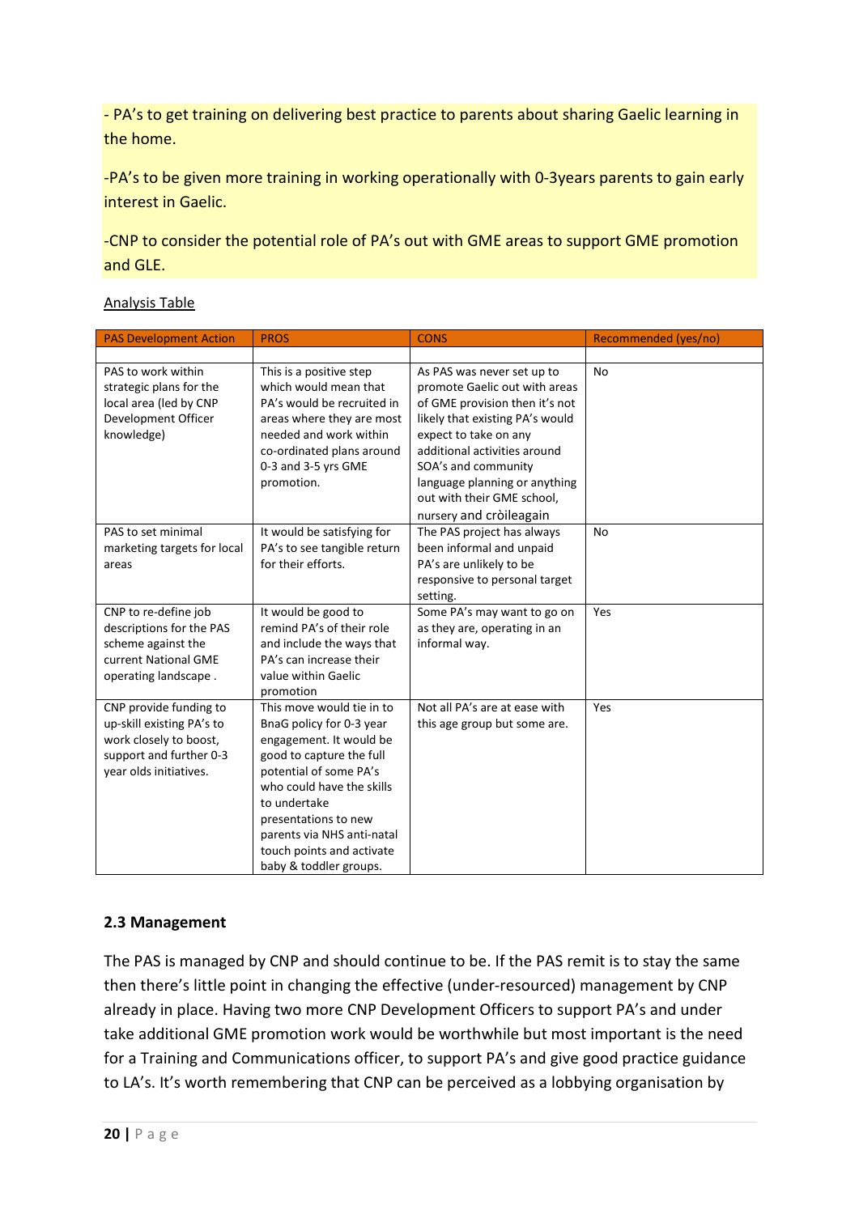- PA's to get training on delivering best practice to parents about sharing Gaelic learning in the home.

-PA's to be given more training in working operationally with 0-3years parents to gain early interest in Gaelic.

-CNP to consider the potential role of PA's out with GME areas to support GME promotion and GLE.

Analysis Table

| PAS Development Action | PROS | CONS | Recommended (yes/no) |
|---|---|---|---|
| | | | |
| PAS to work within strategic plans for the local area (led by CNP Development Officer knowledge) | This is a positive step which would mean that PA's would be recruited in areas where they are most needed and work within co-ordinated plans around 0-3 and 3-5 yrs GME promotion. | As PAS was never set up to promote Gaelic out with areas of GME provision then it's not likely that existing PA's would expect to take on any additional activities around SOA's and community language planning or anything out with their GME school, nursery and cròileagain | No |
| PAS to set minimal marketing targets for local areas | It would be satisfying for PA's to see tangible return for their efforts. | The PAS project has always been informal and unpaid PA's are unlikely to be responsive to personal target setting. | No |
| CNP to re-define job descriptions for the PAS scheme against the current National GME operating landscape . | It would be good to remind PA's of their role and include the ways that PA's can increase their value within Gaelic promotion | Some PA's may want to go on as they are, operating in an informal way. | Yes |
| CNP provide funding to up-skill existing PA's to work closely to boost, support and further 0-3 year olds initiatives. | This move would tie in to BnaG policy for 0-3 year engagement. It would be good to capture the full potential of some PA's who could have the skills to undertake presentations to new parents via NHS anti-natal touch points and activate baby & toddler groups. | Not all PA's are at ease with this age group but some are. | Yes |

### 2.3 Management

The PAS is managed by CNP and should continue to be. If the PAS remit is to stay the same then there's little point in changing the effective (under-resourced) management by CNP already in place. Having two more CNP Development Officers to support PA's and under take additional GME promotion work would be worthwhile but most important is the need for a Training and Communications officer, to support PA's and give good practice guidance to LA's. It's worth remembering that CNP can be perceived as a lobbying organisation by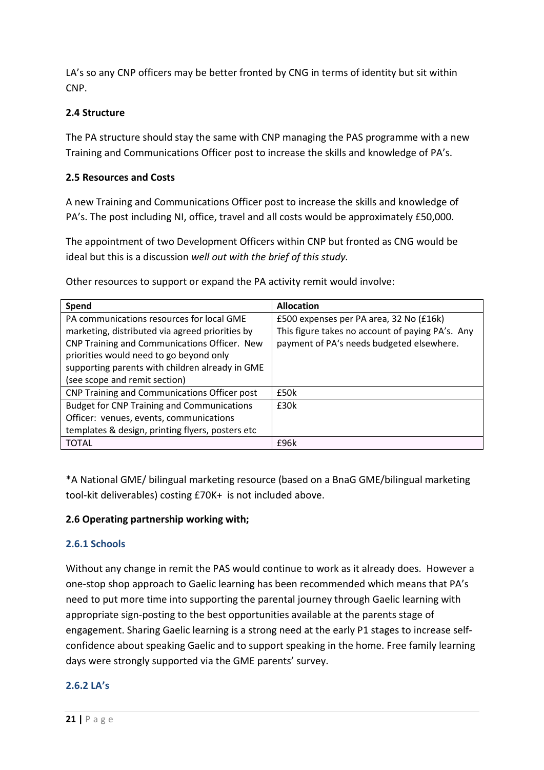LA's so any CNP officers may be better fronted by CNG in terms of identity but sit within CNP.

### 2.4 Structure

The PA structure should stay the same with CNP managing the PAS programme with a new Training and Communications Officer post to increase the skills and knowledge of PA's.

### 2.5 Resources and Costs

A new Training and Communications Officer post to increase the skills and knowledge of PA's. The post including NI, office, travel and all costs would be approximately £50,000.

The appointment of two Development Officers within CNP but fronted as CNG would be ideal but this is a discussion *well out with the brief of this study.*

Other resources to support or expand the PA activity remit would involve:

| Spend | Allocation |
|---|---|
| PA communications resources for local GME marketing, distributed via agreed priorities by CNP Training and Communications Officer. New priorities would need to go beyond only supporting parents with children already in GME (see scope and remit section) | £500 expenses per PA area, 32 No (£16k) This figure takes no account of paying PA's. Any payment of PA's needs budgeted elsewhere. |
| CNP Training and Communications Officer post | £50k |
| Budget for CNP Training and Communications Officer: venues, events, communications templates & design, printing flyers, posters etc | £30k |
| TOTAL | £96k |

*A National GME/ bilingual marketing resource (based on a BnaG GME/bilingual marketing tool-kit deliverables) costing £70K+ is not included above.

### 2.6 Operating partnership working with;

#### 2.6.1 Schools

Without any change in remit the PAS would continue to work as it already does. However a one-stop shop approach to Gaelic learning has been recommended which means that PA's need to put more time into supporting the parental journey through Gaelic learning with appropriate sign-posting to the best opportunities available at the parents stage of engagement. Sharing Gaelic learning is a strong need at the early P1 stages to increase self-confidence about speaking Gaelic and to support speaking in the home. Free family learning days were strongly supported via the GME parents' survey.

#### 2.6.2 LA's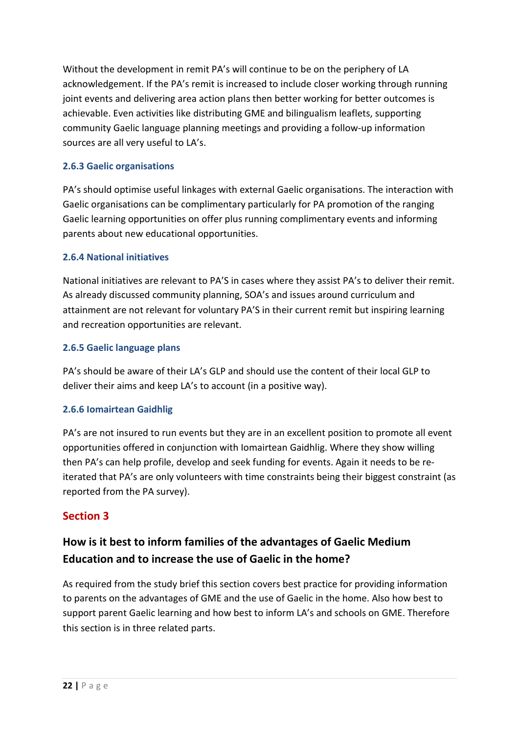Without the development in remit PA's will continue to be on the periphery of LA acknowledgement. If the PA's remit is increased to include closer working through running joint events and delivering area action plans then better working for better outcomes is achievable. Even activities like distributing GME and bilingualism leaflets, supporting community Gaelic language planning meetings and providing a follow-up information sources are all very useful to LA's.

### 2.6.3 Gaelic organisations

PA's should optimise useful linkages with external Gaelic organisations. The interaction with Gaelic organisations can be complimentary particularly for PA promotion of the ranging Gaelic learning opportunities on offer plus running complimentary events and informing parents about new educational opportunities.

### 2.6.4 National initiatives

National initiatives are relevant to PA'S in cases where they assist PA's to deliver their remit. As already discussed community planning, SOA's and issues around curriculum and attainment are not relevant for voluntary PA'S in their current remit but inspiring learning and recreation opportunities are relevant.

### 2.6.5 Gaelic language plans

PA's should be aware of their LA's GLP and should use the content of their local GLP to deliver their aims and keep LA's to account (in a positive way).

### 2.6.6 Iomairtean Gaidhlig

PA's are not insured to run events but they are in an excellent position to promote all event opportunities offered in conjunction with Iomairtean Gaidhlig. Where they show willing then PA's can help profile, develop and seek funding for events. Again it needs to be re-iterated that PA's are only volunteers with time constraints being their biggest constraint (as reported from the PA survey).

# Section 3

## How is it best to inform families of the advantages of Gaelic Medium Education and to increase the use of Gaelic in the home?

As required from the study brief this section covers best practice for providing information to parents on the advantages of GME and the use of Gaelic in the home. Also how best to support parent Gaelic learning and how best to inform LA's and schools on GME. Therefore this section is in three related parts.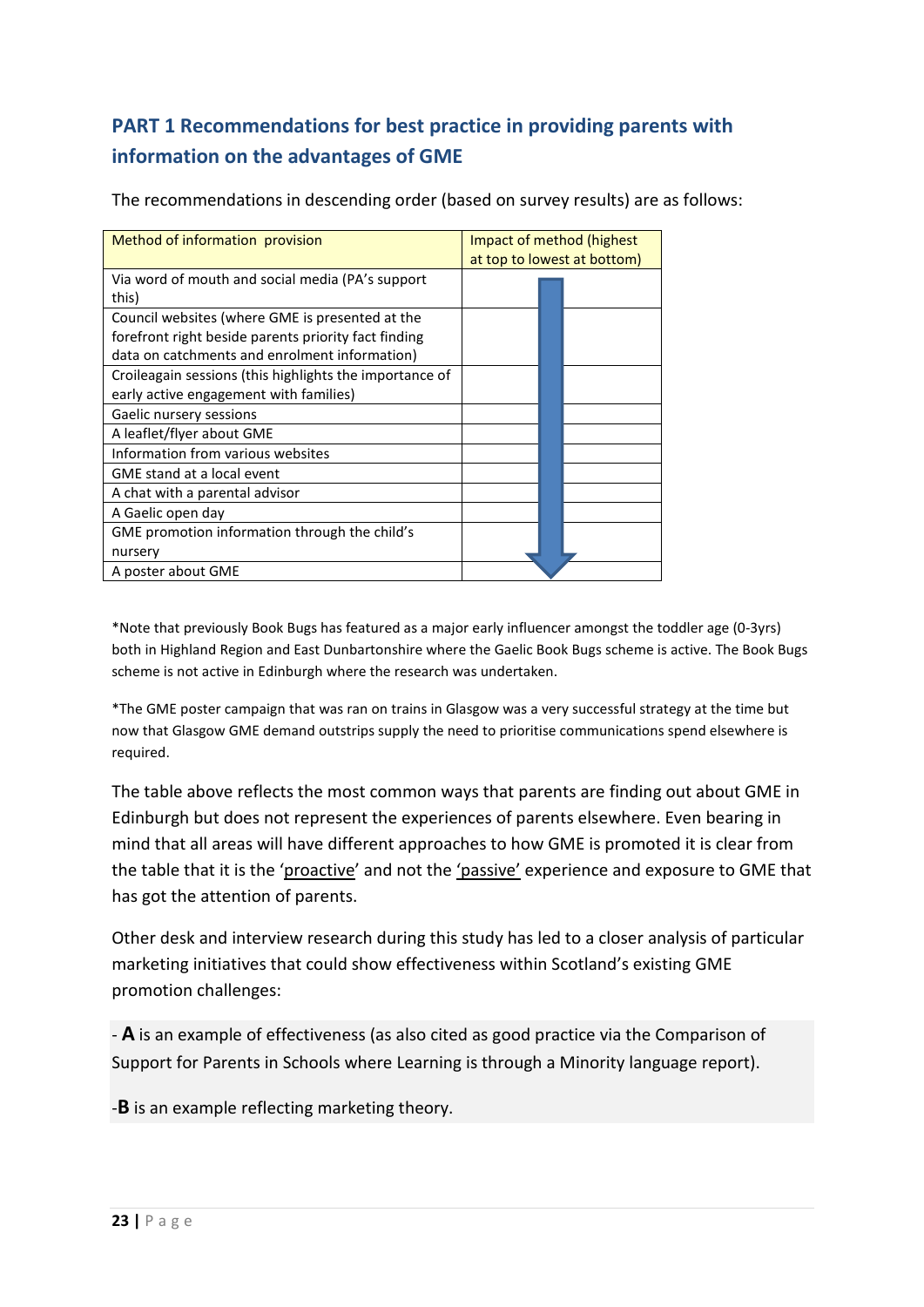## PART 1 Recommendations for best practice in providing parents with information on the advantages of GME

The recommendations in descending order (based on survey results) are as follows:

| Method of information provision | Impact of method (highest at top to lowest at bottom) |
|---|---|
| Via word of mouth and social media (PA's support this) | |
| Council websites (where GME is presented at the forefront right beside parents priority fact finding data on catchments and enrolment information) | |
| Croileagain sessions (this highlights the importance of early active engagement with families) | |
| Gaelic nursery sessions | |
| A leaflet/flyer about GME | |
| Information from various websites | |
| GME stand at a local event | |
| A chat with a parental advisor | |
| A Gaelic open day | |
| GME promotion information through the child's nursery | |
| A poster about GME | |

*Note that previously Book Bugs has featured as a major early influencer amongst the toddler age (0-3yrs) both in Highland Region and East Dunbartonshire where the Gaelic Book Bugs scheme is active. The Book Bugs scheme is not active in Edinburgh where the research was undertaken.

*The GME poster campaign that was ran on trains in Glasgow was a very successful strategy at the time but now that Glasgow GME demand outstrips supply the need to prioritise communications spend elsewhere is required.

The table above reflects the most common ways that parents are finding out about GME in Edinburgh but does not represent the experiences of parents elsewhere. Even bearing in mind that all areas will have different approaches to how GME is promoted it is clear from the table that it is the 'proactive' and not the 'passive' experience and exposure to GME that has got the attention of parents.

Other desk and interview research during this study has led to a closer analysis of particular marketing initiatives that could show effectiveness within Scotland's existing GME promotion challenges:

- **A** is an example of effectiveness (as also cited as good practice via the Comparison of Support for Parents in Schools where Learning is through a Minority language report).

-**B** is an example reflecting marketing theory.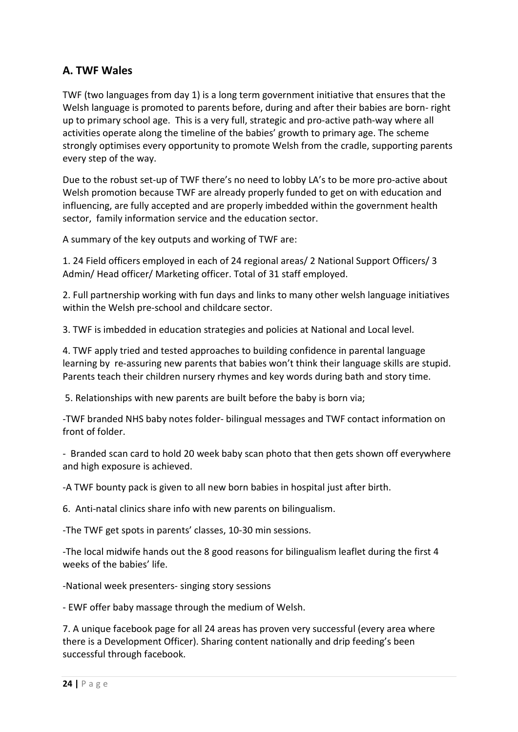## A. TWF Wales

TWF (two languages from day 1) is a long term government initiative that ensures that the Welsh language is promoted to parents before, during and after their babies are born- right up to primary school age. This is a very full, strategic and pro-active path-way where all activities operate along the timeline of the babies' growth to primary age. The scheme strongly optimises every opportunity to promote Welsh from the cradle, supporting parents every step of the way.

Due to the robust set-up of TWF there's no need to lobby LA's to be more pro-active about Welsh promotion because TWF are already properly funded to get on with education and influencing, are fully accepted and are properly imbedded within the government health sector, family information service and the education sector.

A summary of the key outputs and working of TWF are:

1. 24 Field officers employed in each of 24 regional areas/ 2 National Support Officers/ 3 Admin/ Head officer/ Marketing officer. Total of 31 staff employed.

2. Full partnership working with fun days and links to many other welsh language initiatives within the Welsh pre-school and childcare sector.

3. TWF is imbedded in education strategies and policies at National and Local level.

4. TWF apply tried and tested approaches to building confidence in parental language learning by re-assuring new parents that babies won't think their language skills are stupid. Parents teach their children nursery rhymes and key words during bath and story time.

5. Relationships with new parents are built before the baby is born via;

-TWF branded NHS baby notes folder- bilingual messages and TWF contact information on front of folder.

- Branded scan card to hold 20 week baby scan photo that then gets shown off everywhere and high exposure is achieved.

-A TWF bounty pack is given to all new born babies in hospital just after birth.

6. Anti-natal clinics share info with new parents on bilingualism.

-The TWF get spots in parents' classes, 10-30 min sessions.

-The local midwife hands out the 8 good reasons for bilingualism leaflet during the first 4 weeks of the babies' life.

-National week presenters- singing story sessions

- EWF offer baby massage through the medium of Welsh.

7. A unique facebook page for all 24 areas has proven very successful (every area where there is a Development Officer). Sharing content nationally and drip feeding's been successful through facebook.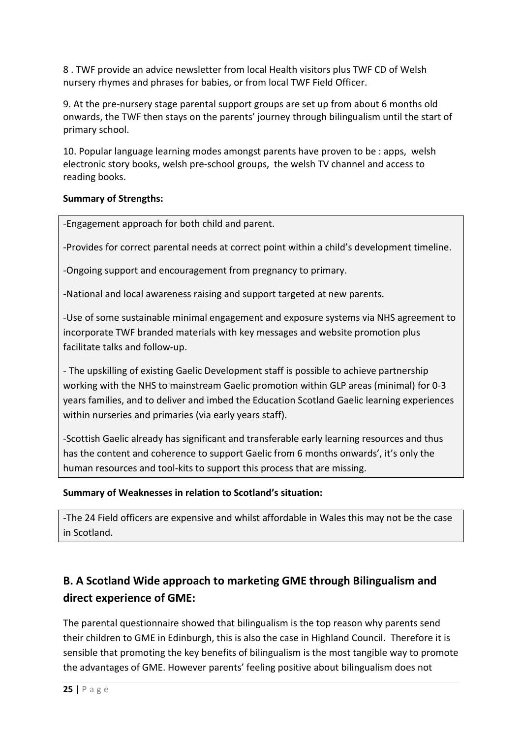8 . TWF provide an advice newsletter from local Health visitors plus TWF CD of Welsh nursery rhymes and phrases for babies, or from local TWF Field Officer.

9. At the pre-nursery stage parental support groups are set up from about 6 months old onwards, the TWF then stays on the parents' journey through bilingualism until the start of primary school.

10. Popular language learning modes amongst parents have proven to be : apps, welsh electronic story books, welsh pre-school groups, the welsh TV channel and access to reading books.

**Summary of Strengths:**

-Engagement approach for both child and parent.

-Provides for correct parental needs at correct point within a child's development timeline.

-Ongoing support and encouragement from pregnancy to primary.

-National and local awareness raising and support targeted at new parents.

-Use of some sustainable minimal engagement and exposure systems via NHS agreement to incorporate TWF branded materials with key messages and website promotion plus facilitate talks and follow-up.

- The upskilling of existing Gaelic Development staff is possible to achieve partnership working with the NHS to mainstream Gaelic promotion within GLP areas (minimal) for 0-3 years families, and to deliver and imbed the Education Scotland Gaelic learning experiences within nurseries and primaries (via early years staff).

-Scottish Gaelic already has significant and transferable early learning resources and thus has the content and coherence to support Gaelic from 6 months onwards', it's only the human resources and tool-kits to support this process that are missing.

**Summary of Weaknesses in relation to Scotland's situation:**

-The 24 Field officers are expensive and whilst affordable in Wales this may not be the case in Scotland.

## B. A Scotland Wide approach to marketing GME through Bilingualism and direct experience of GME:

The parental questionnaire showed that bilingualism is the top reason why parents send their children to GME in Edinburgh, this is also the case in Highland Council. Therefore it is sensible that promoting the key benefits of bilingualism is the most tangible way to promote the advantages of GME. However parents' feeling positive about bilingualism does not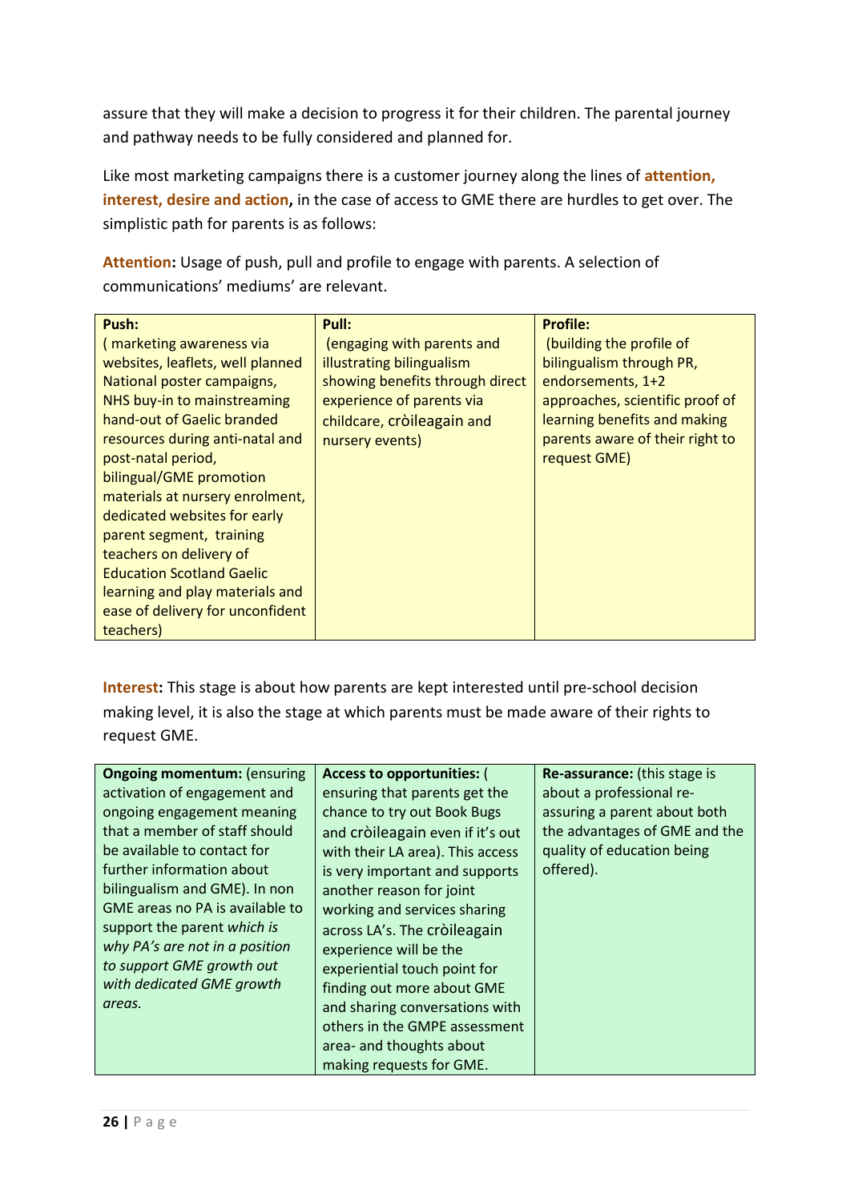assure that they will make a decision to progress it for their children. The parental journey and pathway needs to be fully considered and planned for.

Like most marketing campaigns there is a customer journey along the lines of **attention, interest, desire and action,** in the case of access to GME there are hurdles to get over. The simplistic path for parents is as follows:

**Attention:** Usage of push, pull and profile to engage with parents. A selection of communications' mediums' are relevant.

| **Push:** ( marketing awareness via websites, leaflets, well planned National poster campaigns, NHS buy-in to mainstreaming hand-out of Gaelic branded resources during anti-natal and post-natal period, bilingual/GME promotion materials at nursery enrolment, dedicated websites for early parent segment, training teachers on delivery of Education Scotland Gaelic learning and play materials and ease of delivery for unconfident teachers) | **Pull:** (engaging with parents and illustrating bilingualism showing benefits through direct experience of parents via childcare, cròileagain and nursery events) | **Profile:** (building the profile of bilingualism through PR, endorsements, 1+2 approaches, scientific proof of learning benefits and making parents aware of their right to request GME) |
|---|---|---|

**Interest:** This stage is about how parents are kept interested until pre-school decision making level, it is also the stage at which parents must be made aware of their rights to request GME.

| **Ongoing momentum:** (ensuring activation of engagement and ongoing engagement meaning that a member of staff should be available to contact for further information about bilingualism and GME). In non GME areas no PA is available to support the parent *which is why PA's are not in a position to support GME growth out with dedicated GME growth areas.* | **Access to opportunities:** ( ensuring that parents get the chance to try out Book Bugs and cròileagain even if it's out with their LA area). This access is very important and supports another reason for joint working and services sharing across LA's. The cròileagain experience will be the experiential touch point for finding out more about GME and sharing conversations with others in the GMPE assessment area- and thoughts about making requests for GME. | **Re-assurance:** (this stage is about a professional re-assuring a parent about both the advantages of GME and the quality of education being offered). |
|---|---|---|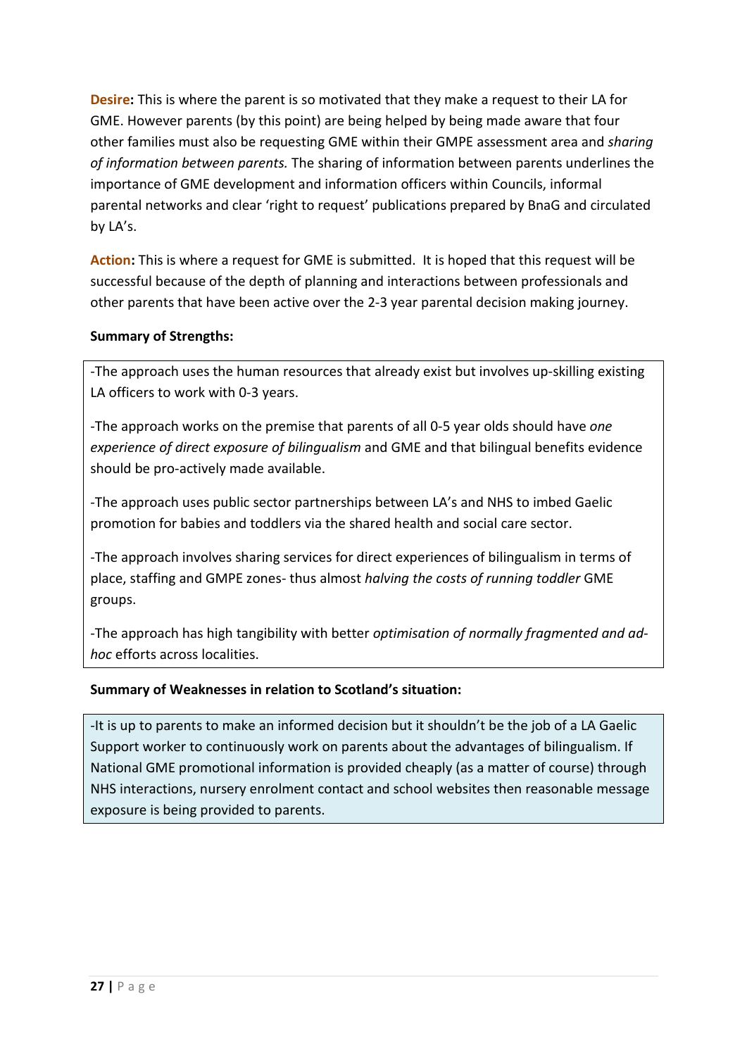**Desire:** This is where the parent is so motivated that they make a request to their LA for GME. However parents (by this point) are being helped by being made aware that four other families must also be requesting GME within their GMPE assessment area and *sharing of information between parents.* The sharing of information between parents underlines the importance of GME development and information officers within Councils, informal parental networks and clear 'right to request' publications prepared by BnaG and circulated by LA's.

**Action:** This is where a request for GME is submitted. It is hoped that this request will be successful because of the depth of planning and interactions between professionals and other parents that have been active over the 2-3 year parental decision making journey.

**Summary of Strengths:**

-The approach uses the human resources that already exist but involves up-skilling existing LA officers to work with 0-3 years.

-The approach works on the premise that parents of all 0-5 year olds should have *one experience of direct exposure of bilingualism* and GME and that bilingual benefits evidence should be pro-actively made available.

-The approach uses public sector partnerships between LA's and NHS to imbed Gaelic promotion for babies and toddlers via the shared health and social care sector.

-The approach involves sharing services for direct experiences of bilingualism in terms of place, staffing and GMPE zones- thus almost *halving the costs of running toddler* GME groups.

-The approach has high tangibility with better *optimisation of normally fragmented and ad-hoc* efforts across localities.

**Summary of Weaknesses in relation to Scotland's situation:**

-It is up to parents to make an informed decision but it shouldn't be the job of a LA Gaelic Support worker to continuously work on parents about the advantages of bilingualism. If National GME promotional information is provided cheaply (as a matter of course) through NHS interactions, nursery enrolment contact and school websites then reasonable message exposure is being provided to parents.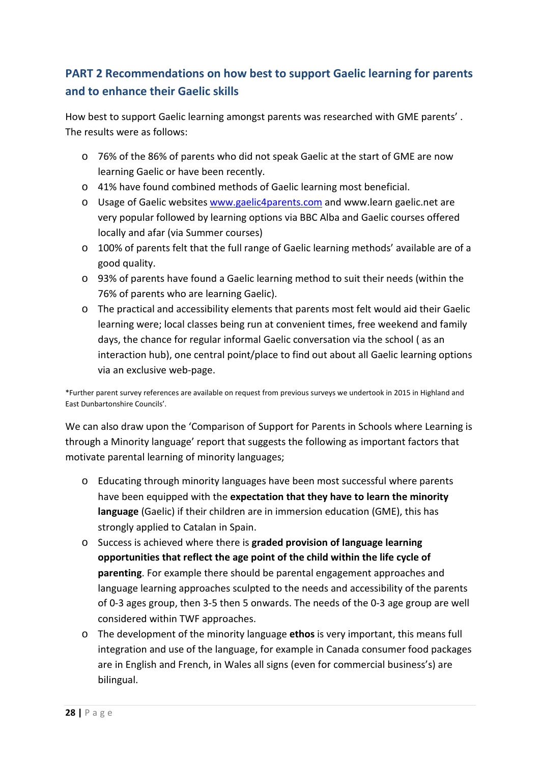## PART 2 Recommendations on how best to support Gaelic learning for parents and to enhance their Gaelic skills

How best to support Gaelic learning amongst parents was researched with GME parents' . The results were as follows:

- 76% of the 86% of parents who did not speak Gaelic at the start of GME are now learning Gaelic or have been recently.
- 41% have found combined methods of Gaelic learning most beneficial.
- Usage of Gaelic websites www.gaelic4parents.com and www.learn gaelic.net are very popular followed by learning options via BBC Alba and Gaelic courses offered locally and afar (via Summer courses)
- 100% of parents felt that the full range of Gaelic learning methods' available are of a good quality.
- 93% of parents have found a Gaelic learning method to suit their needs (within the 76% of parents who are learning Gaelic).
- The practical and accessibility elements that parents most felt would aid their Gaelic learning were; local classes being run at convenient times, free weekend and family days, the chance for regular informal Gaelic conversation via the school ( as an interaction hub), one central point/place to find out about all Gaelic learning options via an exclusive web-page.

*Further parent survey references are available on request from previous surveys we undertook in 2015 in Highland and East Dunbartonshire Councils'.

We can also draw upon the 'Comparison of Support for Parents in Schools where Learning is through a Minority language' report that suggests the following as important factors that motivate parental learning of minority languages;

- Educating through minority languages have been most successful where parents have been equipped with the **expectation that they have to learn the minority language** (Gaelic) if their children are in immersion education (GME), this has strongly applied to Catalan in Spain.
- Success is achieved where there is **graded provision of language learning opportunities that reflect the age point of the child within the life cycle of parenting**. For example there should be parental engagement approaches and language learning approaches sculpted to the needs and accessibility of the parents of 0-3 ages group, then 3-5 then 5 onwards. The needs of the 0-3 age group are well considered within TWF approaches.
- The development of the minority language **ethos** is very important, this means full integration and use of the language, for example in Canada consumer food packages are in English and French, in Wales all signs (even for commercial business's) are bilingual.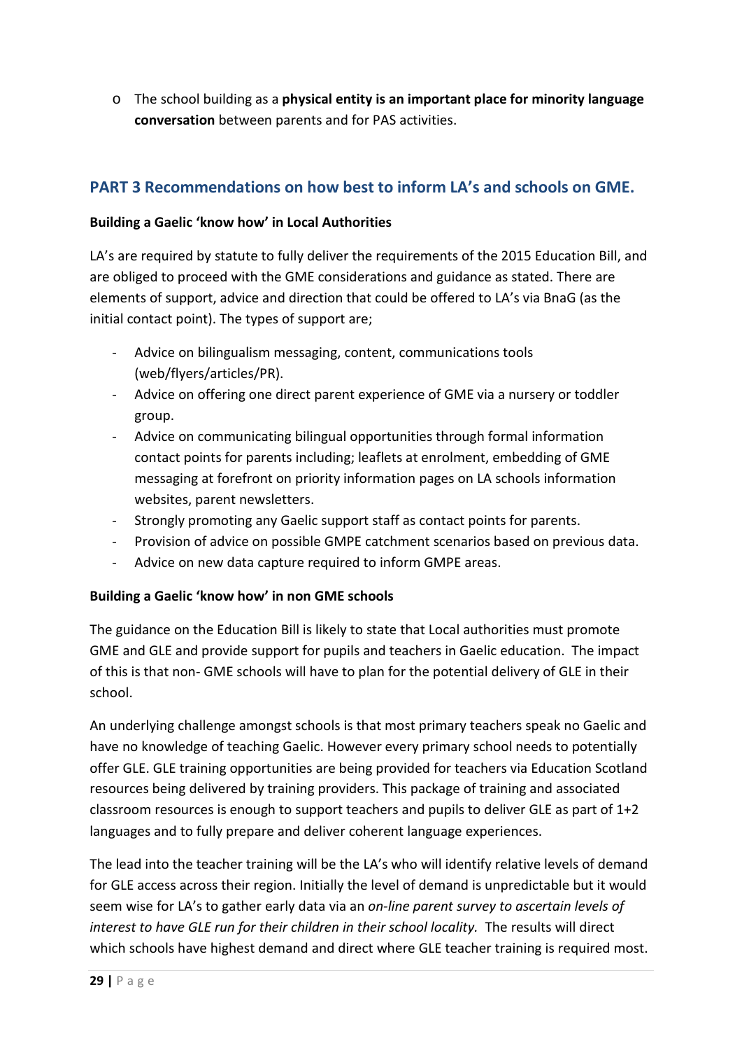- The school building as a **physical entity is an important place for minority language conversation** between parents and for PAS activities.

## PART 3 Recommendations on how best to inform LA's and schools on GME.

**Building a Gaelic 'know how' in Local Authorities**

LA's are required by statute to fully deliver the requirements of the 2015 Education Bill, and are obliged to proceed with the GME considerations and guidance as stated. There are elements of support, advice and direction that could be offered to LA's via BnaG (as the initial contact point). The types of support are;

- Advice on bilingualism messaging, content, communications tools (web/flyers/articles/PR).
- Advice on offering one direct parent experience of GME via a nursery or toddler group.
- Advice on communicating bilingual opportunities through formal information contact points for parents including; leaflets at enrolment, embedding of GME messaging at forefront on priority information pages on LA schools information websites, parent newsletters.
- Strongly promoting any Gaelic support staff as contact points for parents.
- Provision of advice on possible GMPE catchment scenarios based on previous data.
- Advice on new data capture required to inform GMPE areas.

**Building a Gaelic 'know how' in non GME schools**

The guidance on the Education Bill is likely to state that Local authorities must promote GME and GLE and provide support for pupils and teachers in Gaelic education. The impact of this is that non- GME schools will have to plan for the potential delivery of GLE in their school.

An underlying challenge amongst schools is that most primary teachers speak no Gaelic and have no knowledge of teaching Gaelic. However every primary school needs to potentially offer GLE. GLE training opportunities are being provided for teachers via Education Scotland resources being delivered by training providers. This package of training and associated classroom resources is enough to support teachers and pupils to deliver GLE as part of 1+2 languages and to fully prepare and deliver coherent language experiences.

The lead into the teacher training will be the LA's who will identify relative levels of demand for GLE access across their region. Initially the level of demand is unpredictable but it would seem wise for LA's to gather early data via an *on-line parent survey to ascertain levels of interest to have GLE run for their children in their school locality.* The results will direct which schools have highest demand and direct where GLE teacher training is required most.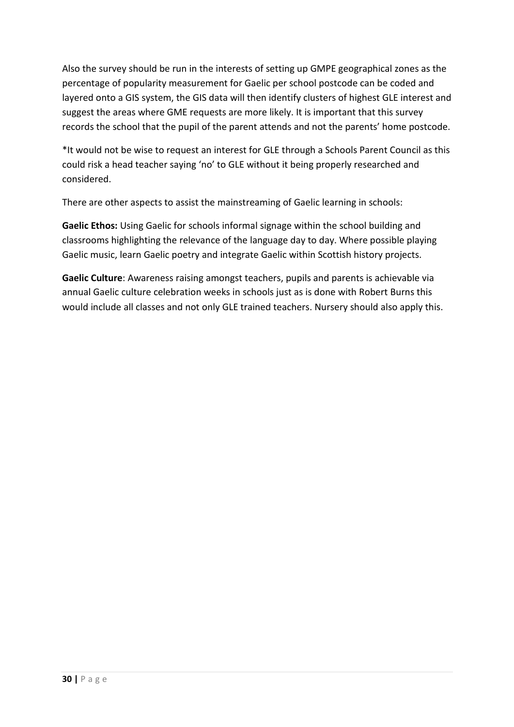Also the survey should be run in the interests of setting up GMPE geographical zones as the percentage of popularity measurement for Gaelic per school postcode can be coded and layered onto a GIS system, the GIS data will then identify clusters of highest GLE interest and suggest the areas where GME requests are more likely. It is important that this survey records the school that the pupil of the parent attends and not the parents' home postcode.

*It would not be wise to request an interest for GLE through a Schools Parent Council as this could risk a head teacher saying 'no' to GLE without it being properly researched and considered.

There are other aspects to assist the mainstreaming of Gaelic learning in schools:

**Gaelic Ethos:** Using Gaelic for schools informal signage within the school building and classrooms highlighting the relevance of the language day to day. Where possible playing Gaelic music, learn Gaelic poetry and integrate Gaelic within Scottish history projects.

**Gaelic Culture**: Awareness raising amongst teachers, pupils and parents is achievable via annual Gaelic culture celebration weeks in schools just as is done with Robert Burns this would include all classes and not only GLE trained teachers. Nursery should also apply this.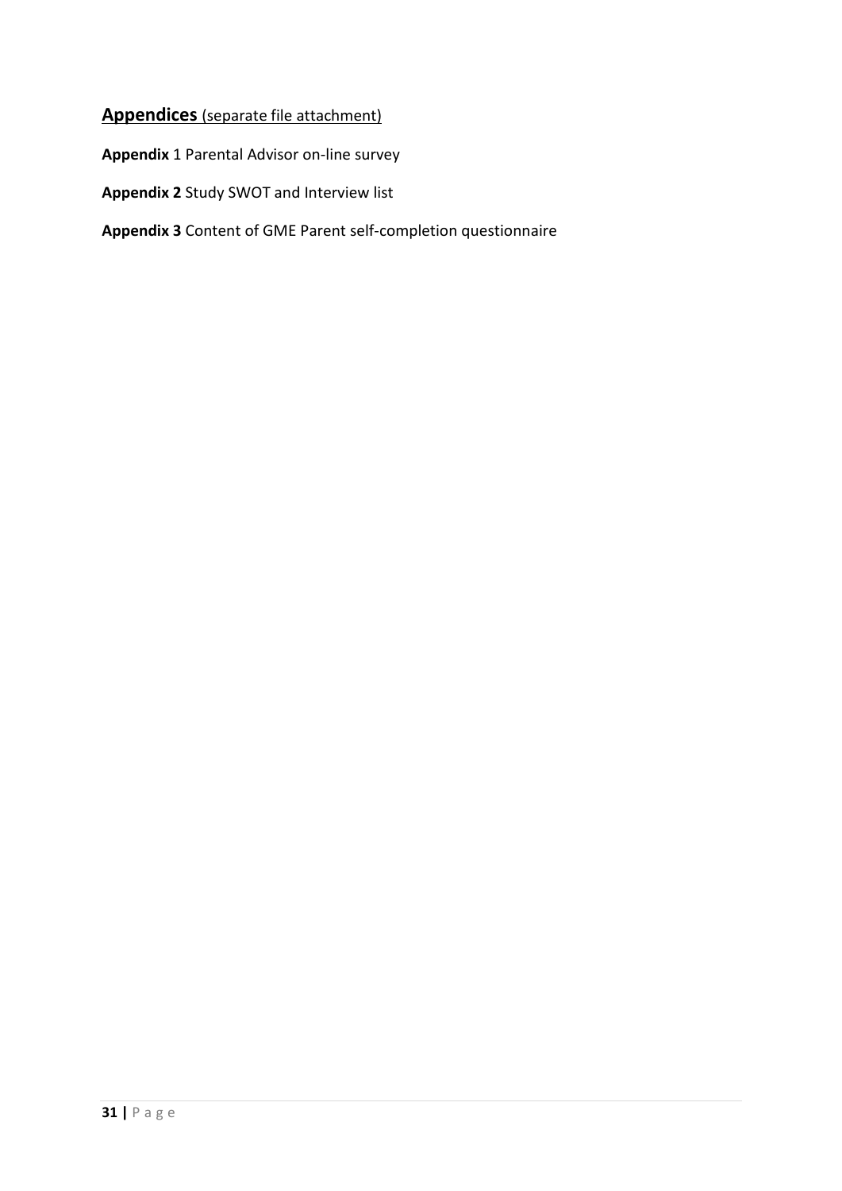## **Appendices** (separate file attachment)

**Appendix** 1 Parental Advisor on-line survey

**Appendix 2** Study SWOT and Interview list

**Appendix 3** Content of GME Parent self-completion questionnaire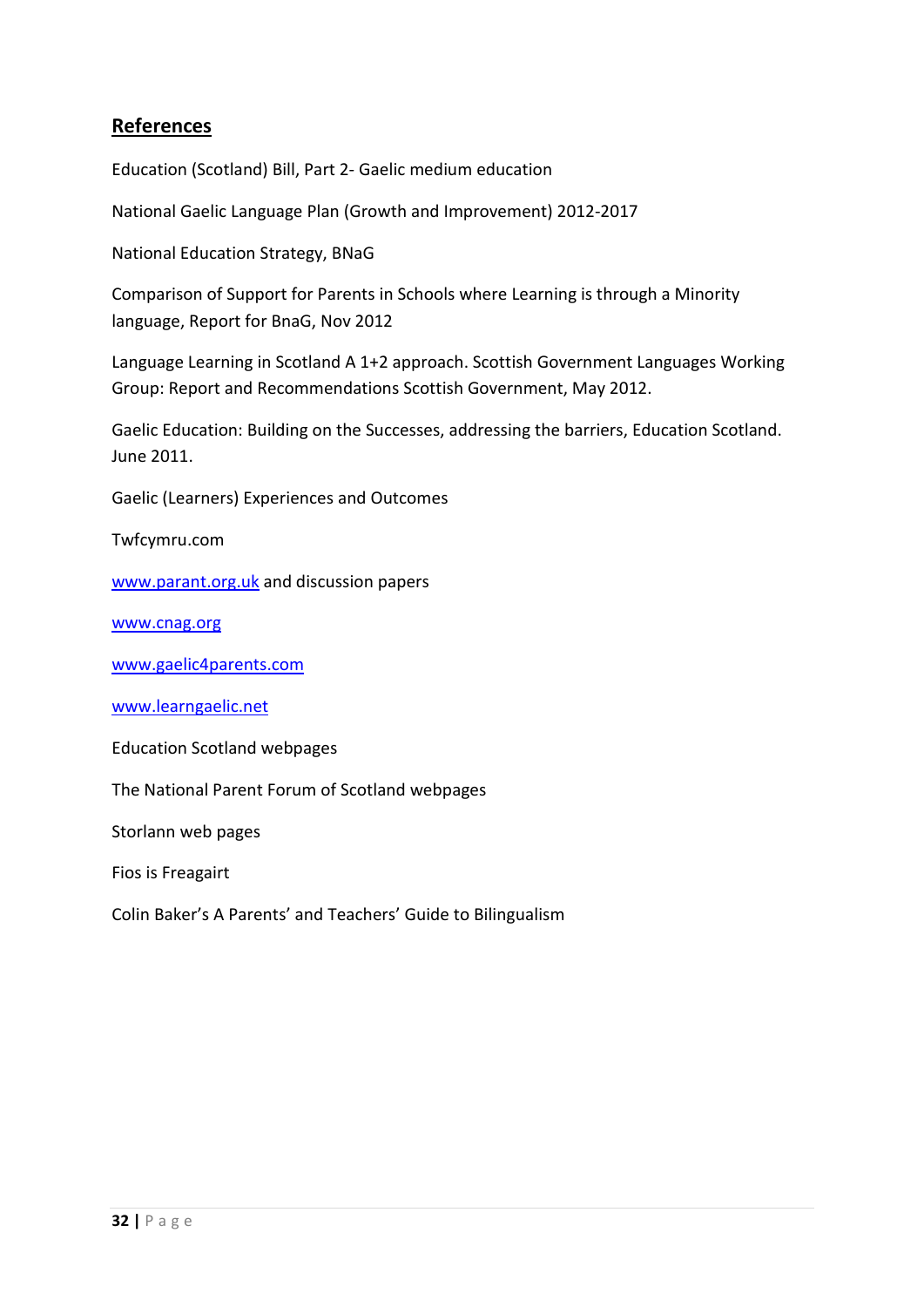## References

Education (Scotland) Bill, Part 2- Gaelic medium education

National Gaelic Language Plan (Growth and Improvement) 2012-2017

National Education Strategy, BNaG

Comparison of Support for Parents in Schools where Learning is through a Minority language, Report for BnaG, Nov 2012

Language Learning in Scotland A 1+2 approach. Scottish Government Languages Working Group: Report and Recommendations Scottish Government, May 2012.

Gaelic Education: Building on the Successes, addressing the barriers, Education Scotland. June 2011.

Gaelic (Learners) Experiences and Outcomes

Twfcymru.com

www.parant.org.uk and discussion papers

www.cnag.org

www.gaelic4parents.com

www.learngaelic.net

Education Scotland webpages

The National Parent Forum of Scotland webpages

Storlann web pages

Fios is Freagairt

Colin Baker's A Parents' and Teachers' Guide to Bilingualism